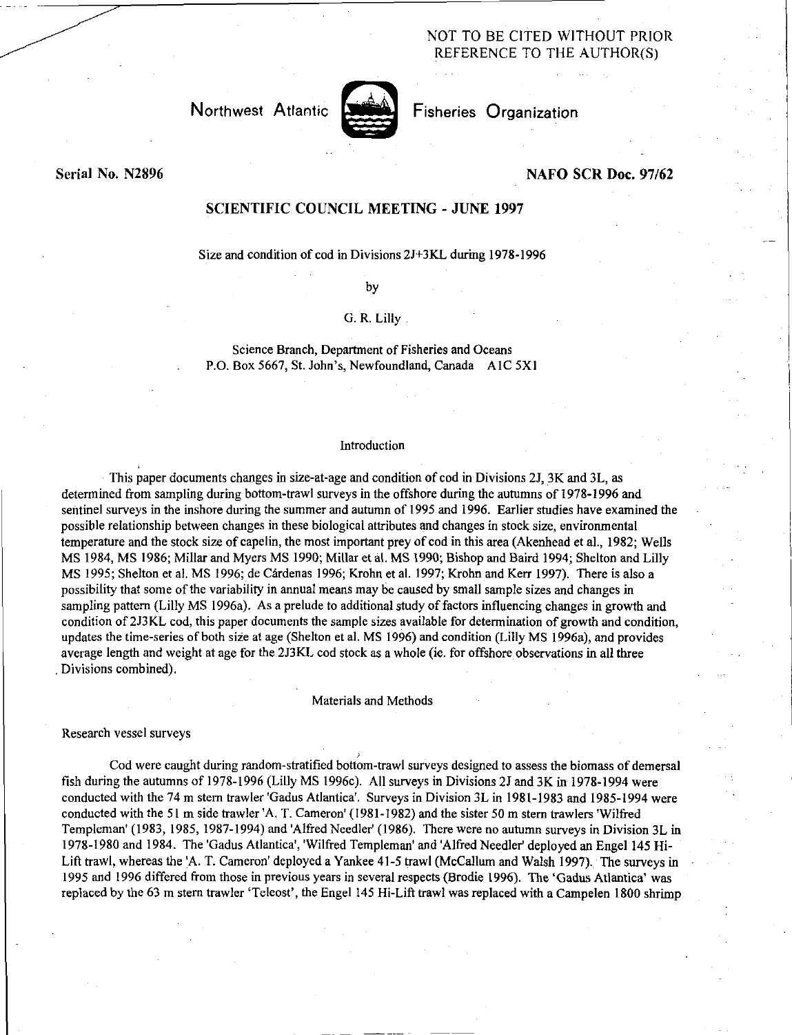NOT TO BE CITED WITHOUT PRIOR REFERENCE TO THE AUTHOR(S)

Northwest Atlantic Fisheries Organization

**Serial No. N2896** **NAFO SCR Doc. 97/62**

## SCIENTIFIC COUNCIL MEETING - JUNE 1997

Size and condition of cod in Divisions 2J+3KL during 1978-1996

by

G. R. Lilly

Science Branch, Department of Fisheries and Oceans
P.O. Box 5667, St. John's, Newfoundland, Canada A1C 5X1

### Introduction

This paper documents changes in size-at-age and condition of cod in Divisions 2J, 3K and 3L, as determined from sampling during bottom-trawl surveys in the offshore during the autumns of 1978-1996 and sentinel surveys in the inshore during the summer and autumn of 1995 and 1996. Earlier studies have examined the possible relationship between changes in these biological attributes and changes in stock size, environmental temperature and the stock size of capelin, the most important prey of cod in this area (Akenhead et al., 1982; Wells MS 1984, MS 1986; Millar and Myers MS 1990; Millar et al. MS 1990; Bishop and Baird 1994; Shelton and Lilly MS 1995; Shelton et al. MS 1996; de Cárdenas 1996; Krohn et al. 1997; Krohn and Kerr 1997). There is also a possibility that some of the variability in annual means may be caused by small sample sizes and changes in sampling pattern (Lilly MS 1996a). As a prelude to additional study of factors influencing changes in growth and condition of 2J3KL cod, this paper documents the sample sizes available for determination of growth and condition, updates the time-series of both size at age (Shelton et al. MS 1996) and condition (Lilly MS 1996a), and provides average length and weight at age for the 2J3KL cod stock as a whole (ie. for offshore observations in all three Divisions combined).

### Materials and Methods

#### Research vessel surveys

Cod were caught during random-stratified bottom-trawl surveys designed to assess the biomass of demersal fish during the autumns of 1978-1996 (Lilly MS 1996c). All surveys in Divisions 2J and 3K in 1978-1994 were conducted with the 74 m stern trawler 'Gadus Atlantica'. Surveys in Division 3L in 1981-1983 and 1985-1994 were conducted with the 51 m side trawler 'A. T. Cameron' (1981-1982) and the sister 50 m stern trawlers 'Wilfred Templeman' (1983, 1985, 1987-1994) and 'Alfred Needler' (1986). There were no autumn surveys in Division 3L in 1978-1980 and 1984. The 'Gadus Atlantica', 'Wilfred Templeman' and 'Alfred Needler' deployed an Engel 145 Hi-Lift trawl, whereas the 'A. T. Cameron' deployed a Yankee 41-5 trawl (McCallum and Walsh 1997). The surveys in 1995 and 1996 differed from those in previous years in several respects (Brodie 1996). The 'Gadus Atlantica' was replaced by the 63 m stern trawler 'Teleost', the Engel 145 Hi-Lift trawl was replaced with a Campelen 1800 shrimp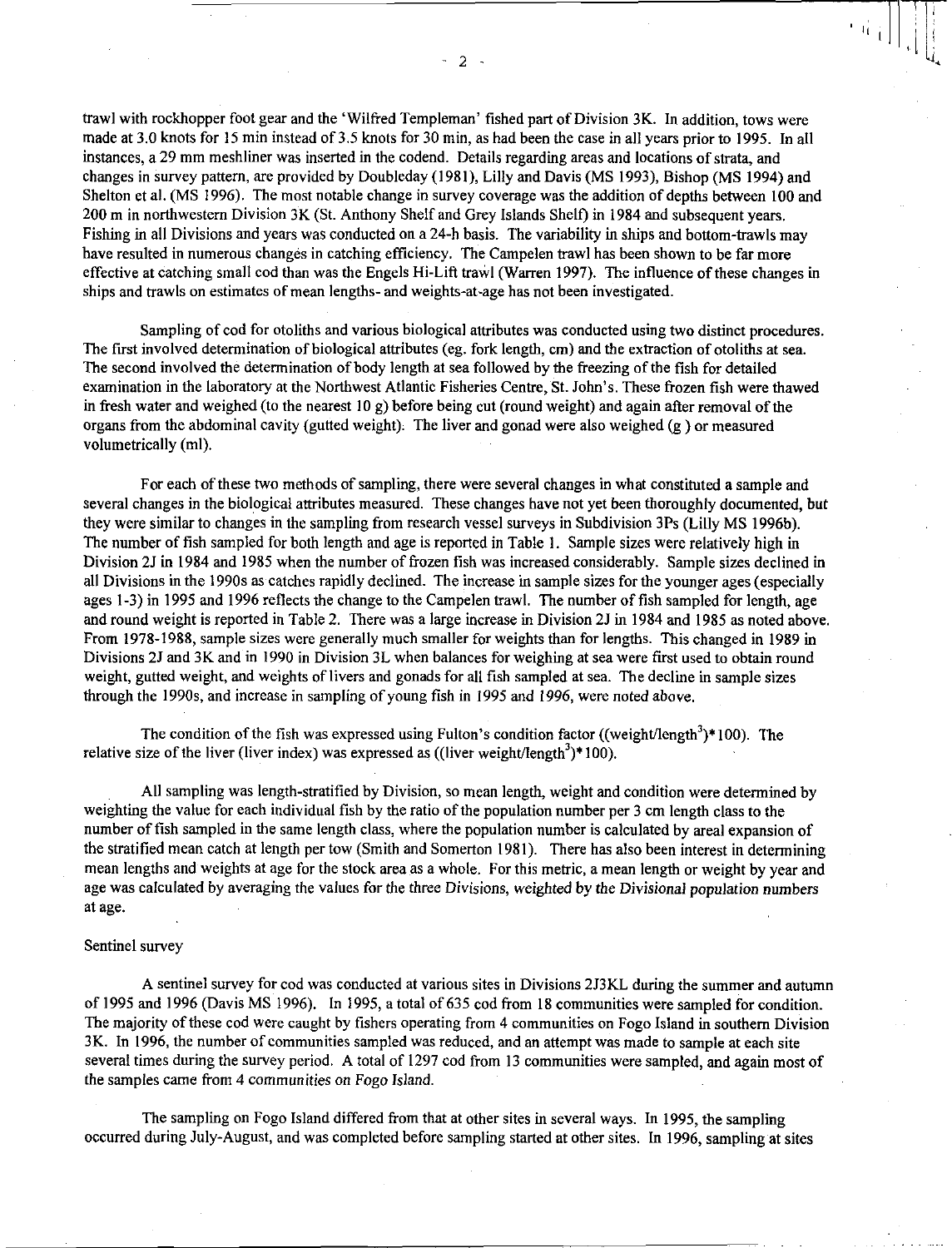trawl with rockhopper foot gear and the 'Wilfred Templeman' fished part of Division 3K. In addition, tows were made at 3.0 knots for 15 min instead of 3.5 knots for 30 min, as had been the case in all years prior to 1995. In all instances, a 29 mm meshliner was inserted in the codend. Details regarding areas and locations of strata, and changes in survey pattern, are provided by Doubleday (1981), Lilly and Davis (MS 1993), Bishop (MS 1994) and Shelton et al. (MS 1996). The most notable change in survey coverage was the addition of depths between 100 and 200 m in northwestern Division 3K (St. Anthony Shelf and Grey Islands Shelf) in 1984 and subsequent years. Fishing in all Divisions and years was conducted on a 24-h basis. The variability in ships and bottom-trawls may have resulted in numerous changes in catching efficiency. The Campelen trawl has been shown to be far more effective at catching small cod than was the Engels Hi-Lift trawl (Warren 1997). The influence of these changes in ships and trawls on estimates of mean lengths- and weights-at-age has not been investigated.

Sampling of cod for otoliths and various biological attributes was conducted using two distinct procedures. The first involved determination of biological attributes (eg. fork length, cm) and the extraction of otoliths at sea. The second involved the determination of body length at sea followed by the freezing of the fish for detailed examination in the laboratory at the Northwest Atlantic Fisheries Centre, St. John's. These frozen fish were thawed in fresh water and weighed (to the nearest 10 g) before being cut (round weight) and again after removal of the organs from the abdominal cavity (gutted weight). The liver and gonad were also weighed (g ) or measured volumetrically (ml).

For each of these two methods of sampling, there were several changes in what constituted a sample and several changes in the biological attributes measured. These changes have not yet been thoroughly documented, but they were similar to changes in the sampling from research vessel surveys in Subdivision 3Ps (Lilly MS 1996b). The number of fish sampled for both length and age is reported in Table 1. Sample sizes were relatively high in Division 2J in 1984 and 1985 when the number of frozen fish was increased considerably. Sample sizes declined in all Divisions in the 1990s as catches rapidly declined. The increase in sample sizes for the younger ages (especially ages 1-3) in 1995 and 1996 reflects the change to the Campelen trawl. The number of fish sampled for length, age and round weight is reported in Table 2. There was a large increase in Division 2J in 1984 and 1985 as noted above. From 1978-1988, sample sizes were generally much smaller for weights than for lengths. This changed in 1989 in Divisions 2J and 3K and in 1990 in Division 3L when balances for weighing at sea were first used to obtain round weight, gutted weight, and weights of livers and gonads for all fish sampled at sea. The decline in sample sizes through the 1990s, and increase in sampling of young fish in 1995 and 1996, were noted above.

The condition of the fish was expressed using Fulton's condition factor $((\text{weight}/\text{length}^3)*100)$. The relative size of the liver (liver index) was expressed as $((\text{liver weight}/\text{length}^3)*100)$.

All sampling was length-stratified by Division, so mean length, weight and condition were determined by weighting the value for each individual fish by the ratio of the population number per 3 cm length class to the number of fish sampled in the same length class, where the population number is calculated by areal expansion of the stratified mean catch at length per tow (Smith and Somerton 1981). There has also been interest in determining mean lengths and weights at age for the stock area as a whole. For this metric, a mean length or weight by year and age was calculated by averaging the values for the three Divisions, weighted by the Divisional population numbers at age.

## Sentinel survey

A sentinel survey for cod was conducted at various sites in Divisions 2J3KL during the summer and autumn of 1995 and 1996 (Davis MS 1996). In 1995, a total of 635 cod from 18 communities were sampled for condition. The majority of these cod were caught by fishers operating from 4 communities on Fogo Island in southern Division 3K. In 1996, the number of communities sampled was reduced, and an attempt was made to sample at each site several times during the survey period. A total of 1297 cod from 13 communities were sampled, and again most of the samples came from 4 communities on Fogo Island.

The sampling on Fogo Island differed from that at other sites in several ways. In 1995, the sampling occurred during July-August, and was completed before sampling started at other sites. In 1996, sampling at sites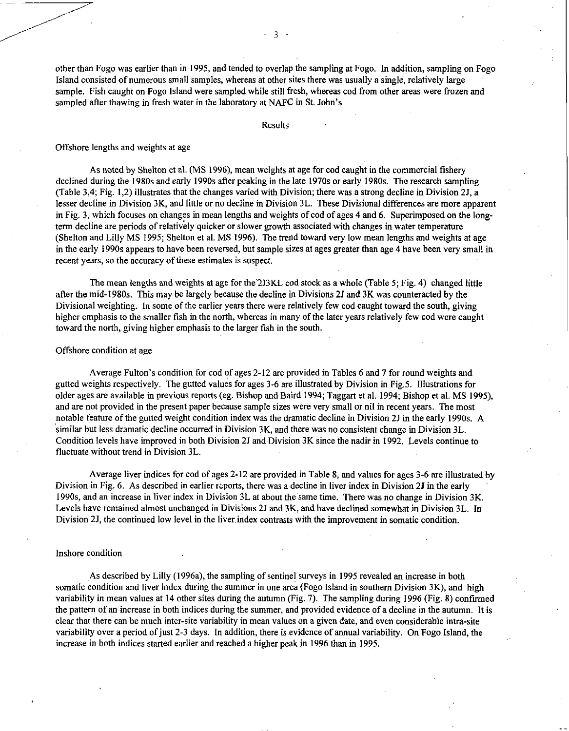other than Fogo was earlier than in 1995, and tended to overlap the sampling at Fogo. In addition, sampling on Fogo Island consisted of numerous small samples, whereas at other sites there was usually a single, relatively large sample. Fish caught on Fogo Island were sampled while still fresh, whereas cod from other areas were frozen and sampled after thawing in fresh water in the laboratory at NAFC in St. John's.

## Results

### Offshore lengths and weights at age

As noted by Shelton et al. (MS 1996), mean weights at age for cod caught in the commercial fishery declined during the 1980s and early 1990s after peaking in the late 1970s or early 1980s. The research sampling (Table 3,4; Fig. 1,2) illustrates that the changes varied with Division; there was a strong decline in Division 2J, a lesser decline in Division 3K, and little or no decline in Division 3L. These Divisional differences are more apparent in Fig. 3, which focuses on changes in mean lengths and weights of cod of ages 4 and 6. Superimposed on the long-term decline are periods of relatively quicker or slower growth associated with changes in water temperature (Shelton and Lilly MS 1995; Shelton et al. MS 1996). The trend toward very low mean lengths and weights at age in the early 1990s appears to have been reversed, but sample sizes at ages greater than age 4 have been very small in recent years, so the accuracy of these estimates is suspect.

The mean lengths and weights at age for the 2J3KL cod stock as a whole (Table 5; Fig. 4) changed little after the mid-1980s. This may be largely because the decline in Divisions 2J and 3K was counteracted by the Divisional weighting. In some of the earlier years there were relatively few cod caught toward the south, giving higher emphasis to the smaller fish in the north, whereas in many of the later years relatively few cod were caught toward the north, giving higher emphasis to the larger fish in the south.

### Offshore condition at age

Average Fulton's condition for cod of ages 2-12 are provided in Tables 6 and 7 for round weights and gutted weights respectively. The gutted values for ages 3-6 are illustrated by Division in Fig.5. Illustrations for older ages are available in previous reports (eg. Bishop and Baird 1994; Taggart et al. 1994; Bishop et al. MS 1995), and are not provided in the present paper because sample sizes were very small or nil in recent years. The most notable feature of the gutted weight condition index was the dramatic decline in Division 2J in the early 1990s. A similar but less dramatic decline occurred in Division 3K, and there was no consistent change in Division 3L. Condition levels have improved in both Division 2J and Division 3K since the nadir in 1992. Levels continue to fluctuate without trend in Division 3L.

Average liver indices for cod of ages 2-12 are provided in Table 8, and values for ages 3-6 are illustrated by Division in Fig. 6. As described in earlier reports, there was a decline in liver index in Division 2J in the early 1990s, and an increase in liver index in Division 3L at about the same time. There was no change in Division 3K. Levels have remained almost unchanged in Divisions 2J and 3K, and have declined somewhat in Division 3L. In Division 2J, the continued low level in the liver index contrasts with the improvement in somatic condition.

### Inshore condition

As described by Lilly (1996a), the sampling of sentinel surveys in 1995 revealed an increase in both somatic condition and liver index during the summer in one area (Fogo Island in southern Division 3K), and high variability in mean values at 14 other sites during the autumn (Fig. 7). The sampling during 1996 (Fig. 8) confirmed the pattern of an increase in both indices during the summer, and provided evidence of a decline in the autumn. It is clear that there can be much inter-site variability in mean values on a given date, and even considerable intra-site variability over a period of just 2-3 days. In addition, there is evidence of annual variability. On Fogo Island, the increase in both indices started earlier and reached a higher peak in 1996 than in 1995.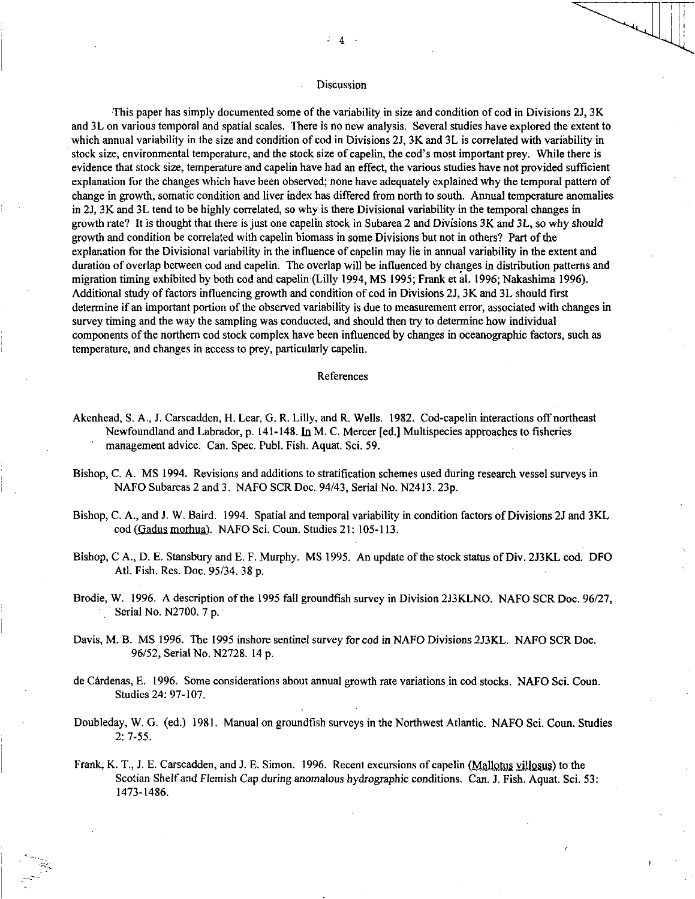## Discussion

This paper has simply documented some of the variability in size and condition of cod in Divisions 2J, 3K and 3L on various temporal and spatial scales. There is no new analysis. Several studies have explored the extent to which annual variability in the size and condition of cod in Divisions 2J, 3K and 3L is correlated with variability in stock size, environmental temperature, and the stock size of capelin, the cod's most important prey. While there is evidence that stock size, temperature and capelin have had an effect, the various studies have not provided sufficient explanation for the changes which have been observed; none have adequately explained why the temporal pattern of change in growth, somatic condition and liver index has differed from north to south. Annual temperature anomalies in 2J, 3K and 3L tend to be highly correlated, so why is there Divisional variability in the temporal changes in growth rate? It is thought that there is just one capelin stock in Subarea 2 and Divisions 3K and 3L, so why should growth and condition be correlated with capelin biomass in some Divisions but not in others? Part of the explanation for the Divisional variability in the influence of capelin may lie in annual variability in the extent and duration of overlap between cod and capelin. The overlap will be influenced by changes in distribution patterns and migration timing exhibited by both cod and capelin (Lilly 1994, MS 1995; Frank et al. 1996; Nakashima 1996). Additional study of factors influencing growth and condition of cod in Divisions 2J, 3K and 3L should first determine if an important portion of the observed variability is due to measurement error, associated with changes in survey timing and the way the sampling was conducted, and should then try to determine how individual components of the northern cod stock complex have been influenced by changes in oceanographic factors, such as temperature, and changes in access to prey, particularly capelin.

## References

Akenhead, S. A., J. Carscadden, H. Lear, G. R. Lilly, and R. Wells. 1982. Cod-capelin interactions off northeast Newfoundland and Labrador, p. 141-148. In M. C. Mercer [ed.] Multispecies approaches to fisheries management advice. Can. Spec. Publ. Fish. Aquat. Sci. 59.

Bishop, C. A. MS 1994. Revisions and additions to stratification schemes used during research vessel surveys in NAFO Subareas 2 and 3. NAFO SCR Doc. 94/43, Serial No. N2413. 23p.

Bishop, C. A., and J. W. Baird. 1994. Spatial and temporal variability in condition factors of Divisions 2J and 3KL cod (Gadus morhua). NAFO Sci. Coun. Studies 21: 105-113.

Bishop, C A., D. E. Stansbury and E. F. Murphy. MS 1995. An update of the stock status of Div. 2J3KL cod. DFO Atl. Fish. Res. Doc. 95/34. 38 p.

Brodie, W. 1996. A description of the 1995 fall groundfish survey in Division 2J3KLNO. NAFO SCR Doc. 96/27, Serial No. N2700. 7 p.

Davis, M. B. MS 1996. The 1995 inshore sentinel survey for cod in NAFO Divisions 2J3KL. NAFO SCR Doc. 96/52, Serial No. N2728. 14 p.

de Cárdenas, E. 1996. Some considerations about annual growth rate variations in cod stocks. NAFO Sci. Coun. Studies 24: 97-107.

Doubleday, W. G. (ed.) 1981. Manual on groundfish surveys in the Northwest Atlantic. NAFO Sci. Coun. Studies 2: 7-55.

Frank, K. T., J. E. Carscadden, and J. E. Simon. 1996. Recent excursions of capelin (Mallotus villosus) to the Scotian Shelf and Flemish Cap during anomalous hydrographic conditions. Can. J. Fish. Aquat. Sci. 53: 1473-1486.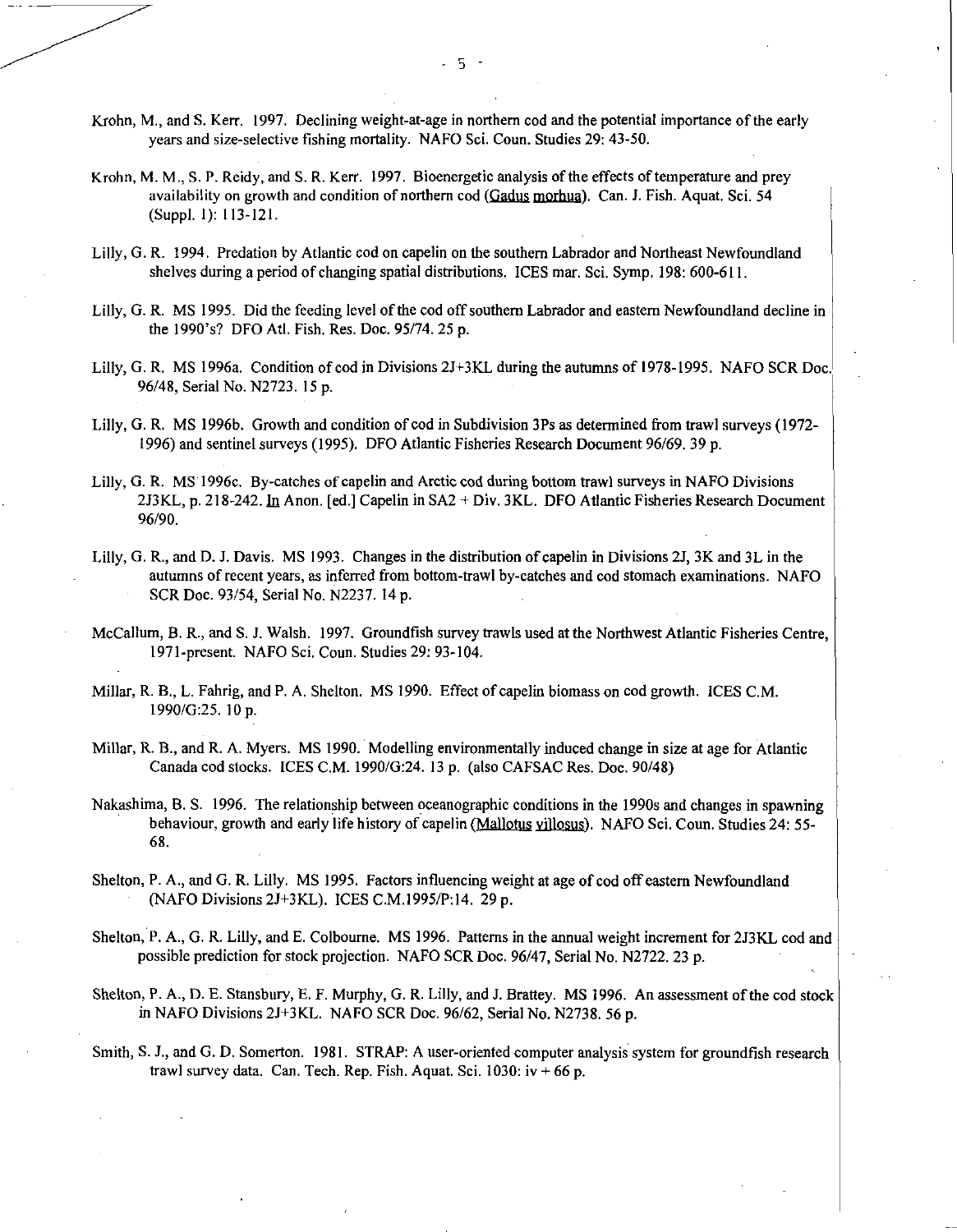Krohn, M., and S. Kerr. 1997. Declining weight-at-age in northern cod and the potential importance of the early years and size-selective fishing mortality. NAFO Sci. Coun. Studies 29: 43-50.

Krohn, M. M., S. P. Reidy, and S. R. Kerr. 1997. Bioenergetic analysis of the effects of temperature and prey availability on growth and condition of northern cod (Gadus morhua). Can. J. Fish. Aquat. Sci. 54 (Suppl. 1): 113-121.

Lilly, G. R. 1994. Predation by Atlantic cod on capelin on the southern Labrador and Northeast Newfoundland shelves during a period of changing spatial distributions. ICES mar. Sci. Symp. 198: 600-611.

Lilly, G. R. MS 1995. Did the feeding level of the cod off southern Labrador and eastern Newfoundland decline in the 1990's? DFO Atl. Fish. Res. Doc. 95/74. 25 p.

Lilly, G. R. MS 1996a. Condition of cod in Divisions 2J+3KL during the autumns of 1978-1995. NAFO SCR Doc. 96/48, Serial No. N2723. 15 p.

Lilly, G. R. MS 1996b. Growth and condition of cod in Subdivision 3Ps as determined from trawl surveys (1972-1996) and sentinel surveys (1995). DFO Atlantic Fisheries Research Document 96/69. 39 p.

Lilly, G. R. MS 1996c. By-catches of capelin and Arctic cod during bottom trawl surveys in NAFO Divisions 2J3KL, p. 218-242. In Anon. [ed.] Capelin in SA2 + Div. 3KL. DFO Atlantic Fisheries Research Document 96/90.

Lilly, G. R., and D. J. Davis. MS 1993. Changes in the distribution of capelin in Divisions 2J, 3K and 3L in the autumns of recent years, as inferred from bottom-trawl by-catches and cod stomach examinations. NAFO SCR Doc. 93/54, Serial No. N2237. 14 p.

McCallum, B. R., and S. J. Walsh. 1997. Groundfish survey trawls used at the Northwest Atlantic Fisheries Centre, 1971-present. NAFO Sci. Coun. Studies 29: 93-104.

Millar, R. B., L. Fahrig, and P. A. Shelton. MS 1990. Effect of capelin biomass on cod growth. ICES C.M. 1990/G:25. 10 p.

Millar, R. B., and R. A. Myers. MS 1990. Modelling environmentally induced change in size at age for Atlantic Canada cod stocks. ICES C.M. 1990/G:24. 13 p. (also CAFSAC Res. Doc. 90/48)

Nakashima, B. S. 1996. The relationship between oceanographic conditions in the 1990s and changes in spawning behaviour, growth and early life history of capelin (Mallotus villosus). NAFO Sci. Coun. Studies 24: 55-68.

Shelton, P. A., and G. R. Lilly. MS 1995. Factors influencing weight at age of cod off eastern Newfoundland (NAFO Divisions 2J+3KL). ICES C.M.1995/P:14. 29 p.

Shelton, P. A., G. R. Lilly, and E. Colbourne. MS 1996. Patterns in the annual weight increment for 2J3KL cod and possible prediction for stock projection. NAFO SCR Doc. 96/47, Serial No. N2722. 23 p.

Shelton, P. A., D. E. Stansbury, E. F. Murphy, G. R. Lilly, and J. Brattey. MS 1996. An assessment of the cod stock in NAFO Divisions 2J+3KL. NAFO SCR Doc. 96/62, Serial No. N2738. 56 p.

Smith, S. J., and G. D. Somerton. 1981. STRAP: A user-oriented computer analysis system for groundfish research trawl survey data. Can. Tech. Rep. Fish. Aquat. Sci. 1030: iv + 66 p.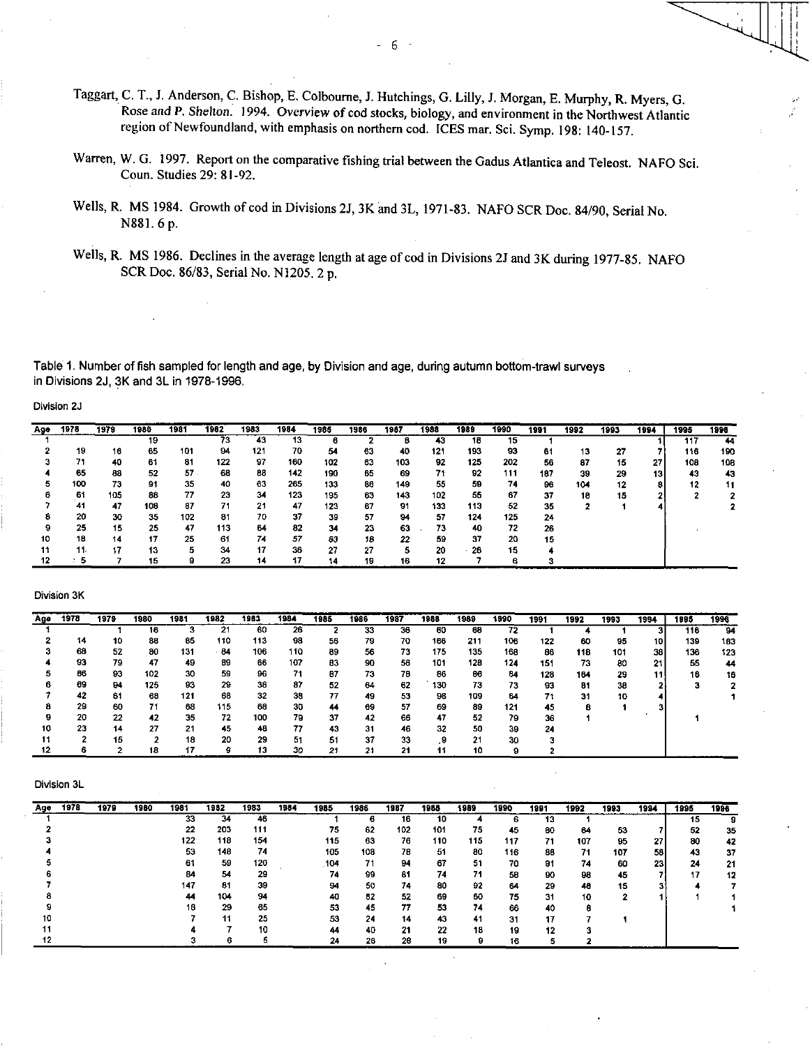Taggart, C. T., J. Anderson, C. Bishop, E. Colbourne, J. Hutchings, G. Lilly, J. Morgan, E. Murphy, R. Myers, G. Rose and P. Shelton. 1994. Overview of cod stocks, biology, and environment in the Northwest Atlantic region of Newfoundland, with emphasis on northern cod. ICES mar. Sci. Symp. 198: 140-157.

Warren, W. G. 1997. Report on the comparative fishing trial between the Gadus Atlantica and Teleost. NAFO Sci. Coun. Studies 29: 81-92.

Wells, R. MS 1984. Growth of cod in Divisions 2J, 3K and 3L, 1971-83. NAFO SCR Doc. 84/90, Serial No. N881. 6 p.

Wells, R. MS 1986. Declines in the average length at age of cod in Divisions 2J and 3K during 1977-85. NAFO SCR Doc. 86/83, Serial No. N1205. 2 p.

Table 1. Number of fish sampled for length and age, by Division and age, during autumn bottom-trawl surveys in Divisions 2J, 3K and 3L in 1978-1996.

Division 2J

| Age | 1978 | 1979 | 1980 | 1981 | 1982 | 1983 | 1984 | 1985 | 1986 | 1987 | 1988 | 1989 | 1990 | 1991 | 1992 | 1993 | 1994 | 1995 | 1996 |
|---|---|---|---|---|---|---|---|---|---|---|---|---|---|---|---|---|---|---|---|
| 1 | | | 19 | | 73 | 43 | 13 | 6 | 2 | 8 | 43 | 18 | 15 | 1 | | | 1 | 117 | 44 |
| 2 | 19 | 16 | 65 | 101 | 94 | 121 | 70 | 54 | 63 | 40 | 121 | 193 | 93 | 61 | 13 | 27 | 7 | 116 | 190 |
| 3 | 71 | 40 | 61 | 81 | 122 | 97 | 160 | 102 | 63 | 103 | 92 | 125 | 202 | 56 | 87 | 15 | 27 | 108 | 108 |
| 4 | 65 | 88 | 52 | 57 | 68 | 88 | 142 | 190 | 65 | 69 | 71 | 92 | 111 | 187 | 39 | 29 | 13 | 43 | 43 |
| 5 | 100 | 73 | 91 | 35 | 40 | 63 | 265 | 133 | 86 | 149 | 55 | 59 | 74 | 96 | 104 | 12 | 8 | 12 | 11 |
| 6 | 61 | 105 | 88 | 77 | 23 | 34 | 123 | 195 | 63 | 143 | 102 | 55 | 67 | 37 | 18 | 15 | 2 | 2 | 2 |
| 7 | 41 | 47 | 108 | 87 | 71 | 21 | 47 | 123 | 67 | 91 | 133 | 113 | 52 | 35 | 2 | 1 | 4 | | 2 |
| 8 | 20 | 30 | 35 | 102 | 81 | 70 | 37 | 39 | 57 | 94 | 57 | 124 | 125 | 24 | | | | | |
| 9 | 25 | 15 | 25 | 47 | 113 | 64 | 82 | 34 | 23 | 63 | 73 | 40 | 72 | 26 | | | | | |
| 10 | 18 | 14 | 17 | 25 | 61 | 74 | 57 | 63 | 18 | 22 | 59 | 37 | 20 | 15 | | | | | |
| 11 | 11 | 17 | 13 | 5 | 34 | 17 | 36 | 27 | 27 | 5 | 20 | 26 | 15 | 4 | | | | | |
| 12 | 5 | 7 | 15 | 9 | 23 | 14 | 17 | 14 | 19 | 16 | 12 | 7 | 6 | 3 | | | | | |

Division 3K

| Age | 1978 | 1979 | 1980 | 1981 | 1982 | 1983 | 1984 | 1985 | 1986 | 1987 | 1988 | 1989 | 1990 | 1991 | 1992 | 1993 | 1994 | 1995 | 1996 |
|---|---|---|---|---|---|---|---|---|---|---|---|---|---|---|---|---|---|---|---|
| 1 | | 1 | 16 | 3 | 21 | 60 | 26 | 2 | 33 | 36 | 60 | 68 | 72 | 1 | 4 | 1 | 3 | 116 | 94 |
| 2 | 14 | 10 | 88 | 65 | 110 | 113 | 98 | 56 | 79 | 70 | 166 | 211 | 106 | 122 | 60 | 95 | 10 | 139 | 163 |
| 3 | 68 | 52 | 80 | 131 | 84 | 106 | 110 | 89 | 56 | 73 | 175 | 135 | 168 | 86 | 118 | 101 | 38 | 136 | 123 |
| 4 | 93 | 79 | 47 | 49 | 89 | 66 | 107 | 83 | 90 | 58 | 101 | 128 | 124 | 151 | 73 | 80 | 21 | 55 | 44 |
| 5 | 86 | 93 | 102 | 30 | 59 | 96 | 71 | 87 | 73 | 78 | 86 | 86 | 84 | 128 | 164 | 29 | 11 | 16 | 16 |
| 6 | 69 | 94 | 125 | 93 | 29 | 36 | 87 | 52 | 64 | 62 | 130 | 73 | 73 | 93 | 81 | 38 | 2 | 3 | 2 |
| 7 | 42 | 61 | 68 | 121 | 68 | 32 | 38 | 77 | 49 | 53 | 98 | 109 | 64 | 71 | 31 | 10 | 4 | | 1 |
| 8 | 29 | 60 | 71 | 68 | 115 | 68 | 30 | 44 | 69 | 57 | 69 | 89 | 121 | 45 | 6 | 1 | 3 | | |
| 9 | 20 | 22 | 42 | 35 | 72 | 100 | 79 | 37 | 42 | 66 | 47 | 52 | 79 | 36 | 1 | | | 1 | |
| 10 | 23 | 14 | 27 | 21 | 45 | 48 | 77 | 43 | 31 | 46 | 32 | 50 | 39 | 24 | | | | | |
| 11 | 2 | 15 | 2 | 18 | 20 | 29 | 51 | 51 | 37 | 33 | 9 | 21 | 30 | 3 | | | | | |
| 12 | 6 | 2 | 18 | 17 | 9 | 13 | 30 | 21 | 21 | 21 | 11 | 10 | 9 | 2 | | | | | |

Division 3L

| Age | 1978 | 1979 | 1980 | 1981 | 1982 | 1983 | 1984 | 1985 | 1986 | 1987 | 1988 | 1989 | 1990 | 1991 | 1992 | 1993 | 1994 | 1995 | 1996 |
|---|---|---|---|---|---|---|---|---|---|---|---|---|---|---|---|---|---|---|---|
| 1 | | | | 33 | 34 | 46 | | 1 | 6 | 16 | 10 | 4 | 6 | 13 | 1 | | | 15 | 9 |
| 2 | | | | 22 | 203 | 111 | | 75 | 62 | 102 | 101 | 75 | 45 | 60 | 64 | 53 | 7 | 52 | 35 |
| 3 | | | | 122 | 118 | 154 | | 115 | 63 | 76 | 110 | 115 | 117 | 71 | 107 | 95 | 27 | 80 | 42 |
| 4 | | | | 53 | 148 | 74 | | 105 | 108 | 78 | 51 | 80 | 116 | 88 | 71 | 107 | 58 | 43 | 37 |
| 5 | | | | 61 | 59 | 120 | | 104 | 71 | 94 | 67 | 51 | 70 | 91 | 74 | 60 | 23 | 24 | 21 |
| 6 | | | | 84 | 54 | 29 | | 74 | 99 | 81 | 74 | 71 | 58 | 90 | 98 | 45 | 7 | 17 | 12 |
| 7 | | | | 147 | 81 | 39 | | 94 | 50 | 74 | 80 | 92 | 64 | 29 | 48 | 15 | 3 | 4 | 7 |
| 8 | | | | 44 | 104 | 94 | | 40 | 82 | 52 | 69 | 60 | 75 | 31 | 10 | 2 | 1 | 1 | 1 |
| 9 | | | | 16 | 29 | 65 | | 53 | 45 | 77 | 53 | 74 | 66 | 40 | 8 | | | | 1 |
| 10 | | | | 7 | 11 | 25 | | 53 | 24 | 14 | 43 | 41 | 31 | 17 | 7 | 1 | | | |
| 11 | | | | 4 | 7 | 10 | | 44 | 40 | 21 | 22 | 18 | 19 | 12 | 3 | | | | |
| 12 | | | | 3 | 6 | 5 | | 24 | 26 | 28 | 19 | 9 | 16 | 5 | 2 | | | | |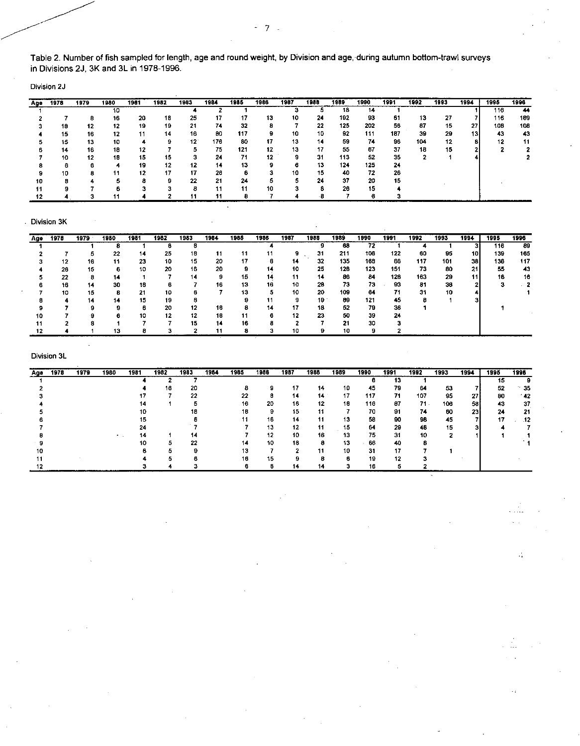Table 2. Number of fish sampled for length, age and round weight, by Division and age, during autumn bottom-trawl surveys in Divisions 2J, 3K and 3L in 1978-1996.

Division 2J

| Age | 1978 | 1979 | 1980 | 1981 | 1982 | 1983 | 1984 | 1985 | 1986 | 1987 | 1988 | 1989 | 1990 | 1991 | 1992 | 1993 | 1994 | 1995 | 1996 |
|---|---|---|---|---|---|---|---|---|---|---|---|---|---|---|---|---|---|---|---|
| 1 | | | 10 | | | 4 | 2 | 1 | | 3 | 5 | 18 | 14 | 1 | | | 1 | 116 | 44 |
| 2 | 7 | 8 | 16 | 20 | 18 | 25 | 17 | 17 | 13 | 10 | 24 | 192 | 93 | 61 | 13 | 27 | 7 | 116 | 189 |
| 3 | 18 | 12 | 12 | 19 | 19 | 21 | 74 | 32 | 8 | 7 | 22 | 125 | 202 | 56 | 87 | 15 | 27 | 108 | 108 |
| 4 | 15 | 16 | 12 | 11 | 14 | 16 | 80 | 117 | 9 | 10 | 10 | 92 | 111 | 187 | 39 | 29 | 13 | 43 | 43 |
| 5 | 15 | 13 | 10 | 4 | 9 | 12 | 176 | 80 | 17 | 13 | 14 | 59 | 74 | 96 | 104 | 12 | 8 | 12 | 11 |
| 6 | 14 | 16 | 18 | 12 | 7 | 5 | 75 | 121 | 12 | 13 | 17 | 55 | 67 | 37 | 18 | 15 | 2 | 2 | 2 |
| 7 | 10 | 12 | 18 | 15 | 15 | 3 | 24 | 71 | 12 | 9 | 31 | 113 | 52 | 35 | 2 | 1 | 4 | | 2 |
| 8 | 6 | 6 | 4 | 19 | 12 | 12 | 14 | 13 | 9 | 6 | 13 | 124 | 125 | 24 | | | | | |
| 9 | 10 | 8 | 11 | 12 | 17 | 17 | 28 | 6 | 3 | 10 | 15 | 40 | 72 | 26 | | | | | |
| 10 | 8 | 4 | 5 | 8 | 9 | 22 | 21 | 24 | 5 | 5 | 24 | 37 | 20 | 15 | | | | | |
| 11 | 9 | 7 | 6 | 3 | 3 | 8 | 11 | 11 | 10 | 3 | 8 | 26 | 15 | 4 | | | | | |
| 12 | 4 | 3 | 11 | 4 | 2 | 11 | 11 | 8 | 7 | 4 | 8 | 7 | 6 | 3 | | | | | |

Division 3K

| Age | 1978 | 1979 | 1980 | 1981 | 1982 | 1983 | 1984 | 1985 | 1986 | 1987 | 1988 | 1989 | 1990 | 1991 | 1992 | 1993 | 1994 | 1995 | 1996 |
|---|---|---|---|---|---|---|---|---|---|---|---|---|---|---|---|---|---|---|---|
| 1 | | 1 | 8 | 1 | 6 | 8 | | | 4 | | 9 | 68 | 72 | 1 | 4 | 1 | 3 | 116 | 89 |
| 2 | 7 | 5 | 22 | 14 | 25 | 18 | 11 | 11 | 11 | 9 | 31 | 211 | 108 | 122 | 60 | 95 | 10 | 139 | 165 |
| 3 | 12 | 16 | 11 | 23 | 10 | 15 | 20 | 17 | 8 | 14 | 32 | 135 | 168 | 66 | 117 | 101 | 38 | 136 | 117 |
| 4 | 26 | 15 | 6 | 10 | 20 | 16 | 20 | 9 | 14 | 10 | 25 | 128 | 123 | 151 | 73 | 80 | 21 | 55 | 43 |
| 5 | 22 | 8 | 14 | 1 | 7 | 14 | 9 | 15 | 14 | 11 | 14 | 86 | 84 | 128 | 163 | 29 | 11 | 16 | 16 |
| 6 | 16 | 14 | 30 | 18 | 6 | 7 | 16 | 13 | 16 | 10 | 28 | 73 | 73 | 93 | 81 | 38 | 2 | 3 | 2 |
| 7 | 10 | 15 | 8 | 21 | 10 | 6 | 7 | 13 | 5 | 10 | 20 | 109 | 64 | 71 | 31 | 10 | 4 | | 1 |
| 8 | 4 | 14 | 14 | 15 | 19 | 8 | | 9 | 11 | 9 | 19 | 89 | 121 | 45 | 8 | 1 | 3 | | |
| 9 | 7 | 9 | 9 | 6 | 20 | 12 | 16 | 8 | 14 | 17 | 18 | 52 | 79 | 36 | 1 | | | 1 | |
| 10 | 7 | 9 | 6 | 10 | 12 | 12 | 16 | 11 | 6 | 12 | 23 | 50 | 39 | 24 | | | | | |
| 11 | 2 | 8 | 1 | 7 | 7 | 15 | 14 | 16 | 8 | 2 | 7 | 21 | 30 | 3 | | | | | |
| 12 | 4 | 1 | 13 | 8 | 3 | 2 | 11 | 8 | 3 | 10 | 9 | 10 | 9 | 2 | | | | | |

Division 3L

| Age | 1978 | 1979 | 1980 | 1981 | 1982 | 1983 | 1984 | 1985 | 1986 | 1987 | 1988 | 1989 | 1990 | 1991 | 1992 | 1993 | 1994 | 1995 | 1996 |
|---|---|---|---|---|---|---|---|---|---|---|---|---|---|---|---|---|---|---|---|
| 1 | | | | 4 | 2 | 7 | | | | | | | 6 | 13 | 1 | | | 15 | 9 |
| 2 | | | | 4 | 16 | 20 | | 8 | 9 | 17 | 14 | 10 | 45 | 79 | 64 | 53 | 7 | 52 | 35 |
| 3 | | | | 17 | 7 | 22 | | 22 | 8 | 14 | 14 | 17 | 117 | 71 | 107 | 95 | 27 | 80 | 42 |
| 4 | | | | 14 | 1 | 5 | | 16 | 20 | 16 | 12 | 18 | 116 | 87 | 71 | 106 | 58 | 43 | 37 |
| 5 | | | | 10 | | 18 | | 18 | 9 | 15 | 11 | 7 | 70 | 91 | 74 | 60 | 23 | 24 | 21 |
| 6 | | | | 15 | | 6 | | 11 | 16 | 14 | 11 | 13 | 58 | 90 | 98 | 45 | 7 | 17 | 12 |
| 7 | | | | 24 | | 7 | | 7 | 13 | 12 | 11 | 15 | 64 | 29 | 48 | 15 | 3 | 4 | 7 |
| 8 | | | | 14 | 1 | 14 | | 7 | 12 | 10 | 16 | 13 | 75 | 31 | 10 | 2 | 1 | 1 | 1 |
| 9 | | | | 10 | 5 | 22 | | 14 | 10 | 18 | 8 | 13 | 66 | 40 | 8 | | | | 1 |
| 10 | | | | 6 | 5 | 9 | | 13 | 7 | 2 | 11 | 10 | 31 | 17 | 7 | 1 | | | |
| 11 | | | | 4 | 5 | 6 | | 16 | 15 | 9 | 8 | 6 | 19 | 12 | 3 | | | | |
| 12 | | | | 3 | 4 | 3 | | 6 | 8 | 14 | 14 | 3 | 16 | 5 | 2 | | | | |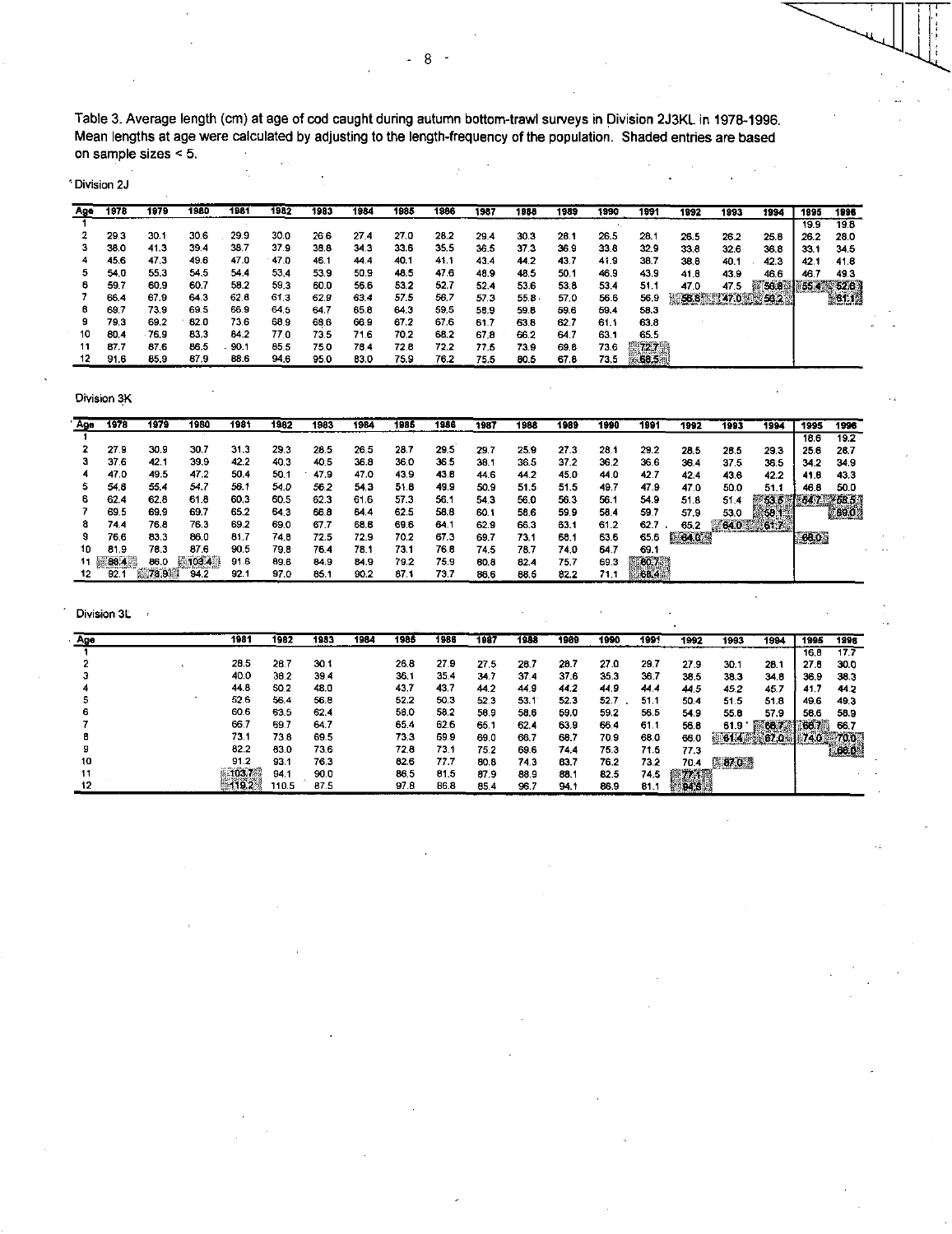Table 3. Average length (cm) at age of cod caught during autumn bottom-trawl surveys in Division 2J3KL in 1978-1996. Mean lengths at age were calculated by adjusting to the length-frequency of the population. Shaded entries are based on sample sizes < 5.

Division 2J

| Age | 1978 | 1979 | 1980 | 1981 | 1982 | 1983 | 1984 | 1985 | 1986 | 1987 | 1988 | 1989 | 1990 | 1991 | 1992 | 1993 | 1994 | 1995 | 1996 |
|---|---|---|---|---|---|---|---|---|---|---|---|---|---|---|---|---|---|---|---|
| 1 | | | | | | | | | | | | | | | | | | 19.9 | 19.8 |
| 2 | 29.3 | 30.1 | 30.6 | 29.9 | 30.0 | 26.6 | 27.4 | 27.0 | 28.2 | 29.4 | 30.3 | 28.1 | 26.5 | 28.1 | 26.5 | 26.2 | 25.8 | 26.2 | 28.0 |
| 3 | 38.0 | 41.3 | 39.4 | 38.7 | 37.9 | 38.8 | 34.3 | 33.6 | 35.5 | 36.5 | 37.3 | 36.9 | 33.8 | 32.9 | 33.8 | 32.6 | 36.8 | 33.1 | 34.5 |
| 4 | 45.6 | 47.3 | 49.6 | 47.0 | 47.0 | 46.1 | 44.4 | 40.1 | 41.1 | 43.4 | 44.2 | 43.7 | 41.9 | 38.7 | 38.8 | 40.1 | 42.3 | 42.1 | 41.8 |
| 5 | 54.0 | 55.3 | 54.5 | 54.4 | 53.4 | 53.9 | 50.9 | 48.5 | 47.6 | 48.9 | 48.5 | 50.1 | 46.9 | 43.9 | 41.8 | 43.9 | 46.6 | 46.7 | 49.3 |
| 6 | 59.7 | 60.9 | 60.7 | 58.2 | 59.3 | 60.0 | 56.6 | 53.2 | 52.7 | 52.4 | 53.6 | 53.8 | 53.4 | 51.1 | 47.0 | 47.5 | 50.8 | 55.4 | 52.6 |
| 7 | 66.4 | 67.9 | 64.3 | 62.8 | 61.3 | 62.9 | 63.4 | 57.5 | 56.7 | 57.3 | 55.8 | 57.0 | 56.6 | 56.9 | 58.5 | 47.0 | 59.2 | | 61.1 |
| 8 | 69.7 | 73.9 | 69.5 | 66.9 | 64.5 | 64.7 | 65.8 | 64.3 | 59.5 | 58.9 | 59.8 | 59.6 | 59.4 | 58.3 | | | | | |
| 9 | 79.3 | 69.2 | 82.0 | 73.6 | 68.9 | 68.6 | 66.9 | 67.2 | 67.6 | 61.7 | 63.8 | 62.7 | 61.1 | 63.8 | | | | | |
| 10 | 80.4 | 76.9 | 83.3 | 84.2 | 77.0 | 73.5 | 71.6 | 70.2 | 68.2 | 67.8 | 66.2 | 64.7 | 63.1 | 65.5 | | | | | |
| 11 | 87.7 | 87.6 | 86.5 | 90.1 | 85.5 | 75.0 | 78.4 | 72.8 | 72.2 | 77.5 | 73.9 | 69.8 | 73.6 | 72.7 | | | | | |
| 12 | 91.6 | 85.9 | 87.9 | 88.6 | 94.6 | 95.0 | 83.0 | 75.9 | 76.2 | 75.5 | 80.5 | 67.8 | 73.5 | 68.5 | | | | | |

Division 3K

| Age | 1978 | 1979 | 1980 | 1981 | 1982 | 1983 | 1984 | 1985 | 1986 | 1987 | 1988 | 1989 | 1990 | 1991 | 1992 | 1993 | 1994 | 1995 | 1996 |
|---|---|---|---|---|---|---|---|---|---|---|---|---|---|---|---|---|---|---|---|
| 1 | | | | | | | | | | | | | | | | | | 18.6 | 19.2 |
| 2 | 27.9 | 30.9 | 30.7 | 31.3 | 29.3 | 28.5 | 26.5 | 28.7 | 29.5 | 29.7 | 25.9 | 27.3 | 28.1 | 29.2 | 28.5 | 28.5 | 29.3 | 25.6 | 28.7 |
| 3 | 37.6 | 42.1 | 39.9 | 42.2 | 40.3 | 40.5 | 36.8 | 36.0 | 36.5 | 38.1 | 36.5 | 37.2 | 36.2 | 36.6 | 36.4 | 37.5 | 38.5 | 34.2 | 34.9 |
| 4 | 47.0 | 49.5 | 47.2 | 50.4 | 50.1 | 47.9 | 47.0 | 43.9 | 43.8 | 44.6 | 44.2 | 45.0 | 44.0 | 42.7 | 42.4 | 43.6 | 42.2 | 41.8 | 43.3 |
| 5 | 54.8 | 55.4 | 54.7 | 56.1 | 54.0 | 56.2 | 54.3 | 51.8 | 49.9 | 50.9 | 51.5 | 51.5 | 49.7 | 47.9 | 47.0 | 50.0 | 51.1 | 46.8 | 50.0 |
| 6 | 62.4 | 62.8 | 61.8 | 60.3 | 60.5 | 62.3 | 61.6 | 57.3 | 56.1 | 54.3 | 56.0 | 56.3 | 56.1 | 54.9 | 51.8 | 51.4 | 53.6 | 64.7 | 58.5 |
| 7 | 69.5 | 69.9 | 69.7 | 65.2 | 64.3 | 66.8 | 64.4 | 62.5 | 58.8 | 60.1 | 58.6 | 59.9 | 58.4 | 59.7 | 57.9 | 53.0 | 58.1 | | 69.0 |
| 8 | 74.4 | 76.8 | 76.3 | 69.2 | 69.0 | 67.7 | 68.6 | 69.6 | 64.1 | 62.9 | 66.3 | 63.1 | 61.2 | 62.7 | 65.2 | 64.0 | 61.7 | | |
| 9 | 76.6 | 83.3 | 86.0 | 81.7 | 74.8 | 72.5 | 72.9 | 70.2 | 67.3 | 69.7 | 73.1 | 68.1 | 63.6 | 65.6 | 64.0 | | | 68.0 | |
| 10 | 81.9 | 78.3 | 87.6 | 90.5 | 79.8 | 76.4 | 78.1 | 73.1 | 76.8 | 74.5 | 78.7 | 74.0 | 64.7 | 69.1 | | | | | |
| 11 | 88.4 | 86.0 | 103.4 | 91.6 | 89.6 | 84.9 | 84.9 | 79.2 | 75.9 | 80.8 | 82.4 | 75.7 | 69.3 | 60.7 | | | | | |
| 12 | 92.1 | 78.9 | 94.2 | 92.1 | 97.0 | 85.1 | 90.2 | 87.1 | 73.7 | 86.6 | 86.5 | 82.2 | 71.1 | 68.4 | | | | | |

Division 3L

| Age | 1981 | 1982 | 1983 | 1984 | 1985 | 1986 | 1987 | 1988 | 1989 | 1990 | 1991 | 1992 | 1993 | 1994 | 1995 | 1996 |
|---|---|---|---|---|---|---|---|---|---|---|---|---|---|---|---|---|
| 1 | | | | | | | | | | | | | | | 16.8 | 17.7 |
| 2 | 28.5 | 28.7 | 30.1 | | 26.8 | 27.9 | 27.5 | 28.7 | 28.7 | 27.0 | 29.7 | 27.9 | 30.1 | 28.1 | 27.8 | 30.0 |
| 3 | 40.0 | 38.2 | 39.4 | | 36.1 | 35.4 | 34.7 | 37.4 | 37.6 | 35.3 | 36.7 | 38.5 | 38.3 | 34.8 | 36.9 | 38.3 |
| 4 | 44.8 | 50.2 | 48.0 | | 43.7 | 43.7 | 44.2 | 44.9 | 44.2 | 44.9 | 44.4 | 44.5 | 45.2 | 45.7 | 41.7 | 44.2 |
| 5 | 52.6 | 56.4 | 56.8 | | 52.2 | 50.3 | 52.3 | 53.1 | 52.3 | 52.7 | 51.1 | 50.4 | 51.5 | 51.8 | 49.6 | 49.3 |
| 6 | 60.6 | 63.5 | 62.4 | | 58.0 | 58.2 | 58.9 | 58.6 | 59.0 | 59.2 | 56.5 | 54.9 | 55.8 | 57.9 | 58.6 | 58.9 |
| 7 | 66.7 | 69.7 | 64.7 | | 65.4 | 62.6 | 65.1 | 62.4 | 63.9 | 66.4 | 61.1 | 56.8 | 61.9 | 66.7 | 66.7 | 66.7 |
| 8 | 73.1 | 73.8 | 69.5 | | 73.3 | 69.9 | 69.0 | 66.7 | 68.7 | 70.9 | 68.0 | 66.0 | 61.4 | 67.0 | 74.0 | 70.0 |
| 9 | 82.2 | 83.0 | 73.6 | | 72.8 | 73.1 | 75.2 | 69.6 | 74.4 | 75.3 | 71.5 | 77.3 | | | | 86.0 |
| 10 | 91.2 | 93.1 | 76.3 | | 82.6 | 77.7 | 80.8 | 74.3 | 83.7 | 76.2 | 73.2 | 70.4 | 87.0 | | | |
| 11 | 103.7 | 94.1 | 90.0 | | 86.5 | 81.5 | 87.9 | 88.9 | 88.1 | 82.5 | 74.5 | 77.1 | | | | |
| 12 | 119.2 | 110.5 | 87.5 | | 97.8 | 86.8 | 85.4 | 96.7 | 94.1 | 86.9 | 81.1 | 94.5 | | | | |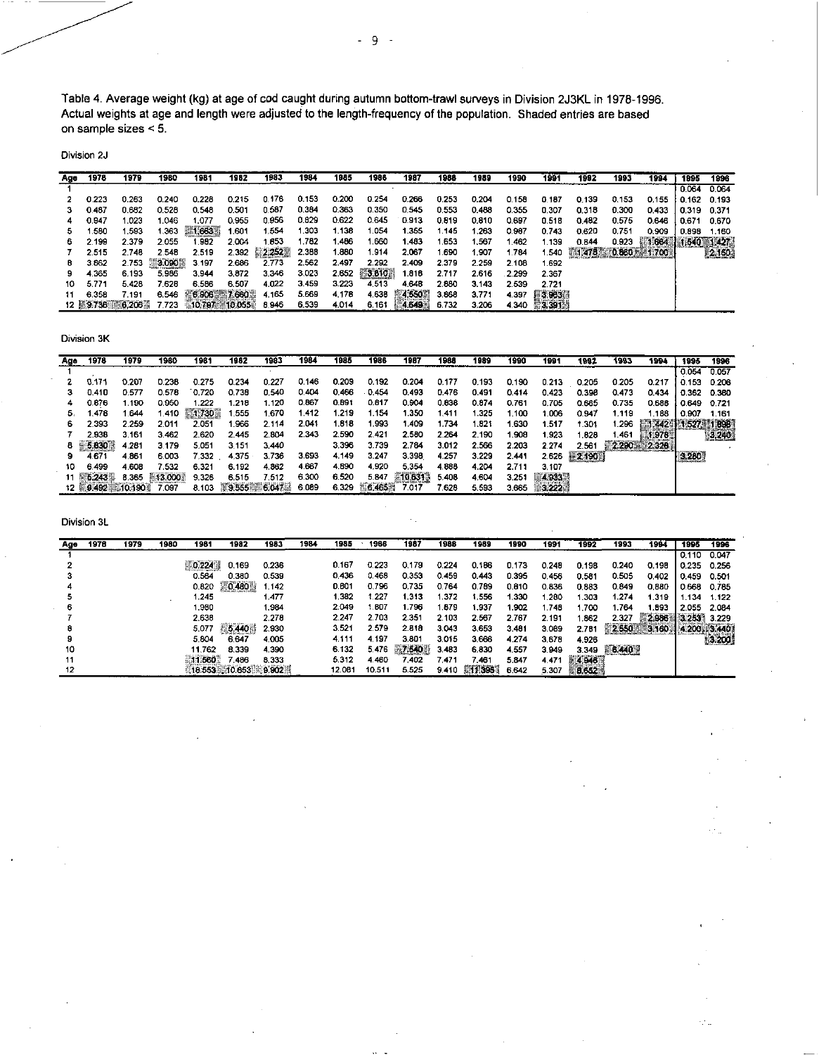Table 4. Average weight (kg) at age of cod caught during autumn bottom-trawl surveys in Division 2J3KL in 1978-1996. Actual weights at age and length were adjusted to the length-frequency of the population. Shaded entries are based on sample sizes < 5.

Division 2J

| Age | 1978 | 1979 | 1980 | 1981 | 1982 | 1983 | 1984 | 1985 | 1986 | 1987 | 1988 | 1989 | 1990 | 1991 | 1992 | 1993 | 1994 | 1995 | 1996 |
|---|---|---|---|---|---|---|---|---|---|---|---|---|---|---|---|---|---|---|---|
| 1 | | | | | | | | | | | | | | | | | | 0.064 | 0.064 |
| 2 | 0.223 | 0.263 | 0.240 | 0.228 | 0.215 | 0.176 | 0.153 | 0.200 | 0.254 | 0.266 | 0.253 | 0.204 | 0.158 | 0.187 | 0.139 | 0.153 | 0.155 | 0.162 | 0.193 |
| 3 | 0.487 | 0.682 | 0.528 | 0.548 | 0.501 | 0.587 | 0.384 | 0.363 | 0.350 | 0.545 | 0.553 | 0.488 | 0.355 | 0.307 | 0.318 | 0.300 | 0.433 | 0.319 | 0.371 |
| 4 | 0.947 | 1.023 | 1.046 | 1.077 | 0.965 | 0.956 | 0.829 | 0.622 | 0.645 | 0.913 | 0.819 | 0.810 | 0.697 | 0.518 | 0.482 | 0.575 | 0.646 | 0.671 | 0.670 |
| 5 | 1.580 | 1.593 | 1.363 | 1.663 | 1.601 | 1.554 | 1.303 | 1.138 | 1.054 | 1.355 | 1.145 | 1.263 | 0.987 | 0.743 | 0.620 | 0.751 | 0.909 | 0.898 | 1.160 |
| 6 | 2.199 | 2.379 | 2.055 | 1.982 | 2.004 | 1.653 | 1.782 | 1.486 | 1.660 | 1.483 | 1.653 | 1.567 | 1.462 | 1.139 | 0.844 | 0.923 | 1.664 | 1.540 | 1.427 |
| 7 | 2.515 | 2.748 | 2.548 | 2.519 | 2.392 | 2.252 | 2.388 | 1.880 | 1.914 | 2.067 | 1.690 | 1.907 | 1.764 | 1.540 | 1.478 | 0.860 | 1.700 | | 2.150 |
| 8 | 3.862 | 2.753 | 3.090 | 3.197 | 2.686 | 2.773 | 2.562 | 2.497 | 2.292 | 2.409 | 2.379 | 2.259 | 2.108 | 1.692 | | | | | |
| 9 | 4.365 | 6.193 | 5.986 | 3.944 | 3.872 | 3.346 | 3.023 | 2.652 | 3.610 | 1.818 | 2.717 | 2.616 | 2.299 | 2.367 | | | | | |
| 10 | 5.771 | 5.428 | 7.628 | 6.586 | 6.507 | 4.022 | 3.459 | 3.223 | 4.513 | 4.648 | 2.880 | 3.143 | 2.539 | 2.721 | | | | | |
| 11 | 6.358 | 7.191 | 6.546 | 6.906 | 7.660 | 4.165 | 5.669 | 4.178 | 4.638 | 4.550 | 3.868 | 3.771 | 4.397 | 3.983 | | | | | |
| 12 | 9.736 | 6.206 | 7.723 | 10.787 | 10.055 | 8.946 | 6.539 | 4.014 | 6.161 | 4.649 | 6.732 | 3.206 | 4.340 | 3.391 | | | | | |

Division 3K

| Age | 1978 | 1979 | 1980 | 1981 | 1982 | 1983 | 1984 | 1985 | 1986 | 1987 | 1988 | 1989 | 1990 | 1991 | 1992 | 1993 | 1994 | 1995 | 1996 |
|---|---|---|---|---|---|---|---|---|---|---|---|---|---|---|---|---|---|---|---|
| 1 | | | | | | | | | | | | | | | | | | 0.054 | 0.057 |
| 2 | 0.171 | 0.207 | 0.238 | 0.275 | 0.234 | 0.227 | 0.146 | 0.209 | 0.192 | 0.204 | 0.177 | 0.193 | 0.190 | 0.213 | 0.205 | 0.205 | 0.217 | 0.153 | 0.206 |
| 3 | 0.410 | 0.577 | 0.578 | 0.720 | 0.738 | 0.540 | 0.404 | 0.466 | 0.454 | 0.493 | 0.476 | 0.491 | 0.414 | 0.423 | 0.398 | 0.473 | 0.434 | 0.362 | 0.380 |
| 4 | 0.876 | 1.190 | 0.950 | 1.222 | 1.218 | 1.120 | 0.867 | 0.891 | 0.817 | 0.904 | 0.838 | 0.874 | 0.761 | 0.705 | 0.665 | 0.735 | 0.688 | 0.649 | 0.721 |
| 5 | 1.478 | 1.644 | 1.410 | 1.730 | 1.555 | 1.670 | 1.412 | 1.219 | 1.154 | 1.350 | 1.411 | 1.325 | 1.100 | 1.006 | 0.947 | 1.119 | 1.188 | 0.907 | 1.161 |
| 6 | 2.393 | 2.259 | 2.011 | 2.051 | 1.966 | 2.114 | 2.041 | 1.818 | 1.993 | 1.409 | 1.734 | 1.821 | 1.630 | 1.517 | 1.301 | 1.296 | 1.442 | 1.527 | 1.898 |
| 7 | 2.938 | 3.161 | 3.462 | 2.620 | 2.445 | 2.804 | 2.343 | 2.590 | 2.421 | 2.580 | 2.264 | 2.190 | 1.908 | 1.923 | 1.828 | 1.461 | 1.978 | | 3.240 |
| 8 | 5.630 | 4.281 | 3.179 | 5.051 | 3.151 | 3.440 | | 3.396 | 3.739 | 2.784 | 3.012 | 2.566 | 2.203 | 2.274 | 2.561 | 2.290 | 2.328 | | |
| 9 | 4.671 | 4.861 | 6.003 | 7.332 | 4.375 | 3.736 | 3.693 | 4.149 | 3.247 | 3.398 | 4.257 | 3.229 | 2.441 | 2.626 | 2.190 | | | 3.280 | |
| 10 | 6.499 | 4.608 | 7.532 | 6.321 | 6.192 | 4.862 | 4.667 | 4.890 | 4.920 | 5.354 | 4.888 | 4.204 | 2.711 | 3.107 | | | | | |
| 11 | 6.243 | 8.365 | 13.000 | 9.326 | 6.515 | 7.512 | 6.300 | 6.520 | 5.847 | 10.631 | 5.408 | 4.604 | 3.251 | 4.033 | | | | | |
| 12 | 9.492 | 10.190 | 7.097 | 8.103 | 9.555 | 6.047 | 6.089 | 6.329 | 6.465 | 7.017 | 7.628 | 5.593 | 3.665 | 3.222 | | | | | |

Division 3L

| Age | 1978 | 1979 | 1980 | 1981 | 1982 | 1983 | 1984 | 1985 | 1986 | 1987 | 1988 | 1989 | 1990 | 1991 | 1992 | 1993 | 1994 | 1995 | 1996 |
|---|---|---|---|---|---|---|---|---|---|---|---|---|---|---|---|---|---|---|---|
| 1 | | | | | | | | | | | | | | | | | | 0.110 | 0.047 |
| 2 | | | | 0.224 | 0.169 | 0.236 | | 0.167 | 0.223 | 0.179 | 0.224 | 0.186 | 0.173 | 0.248 | 0.198 | 0.240 | 0.198 | 0.235 | 0.256 |
| 3 | | | | 0.564 | 0.380 | 0.539 | | 0.436 | 0.468 | 0.353 | 0.459 | 0.443 | 0.395 | 0.456 | 0.581 | 0.505 | 0.402 | 0.459 | 0.501 |
| 4 | | | | 0.820 | 0.480 | 1.142 | | 0.801 | 0.796 | 0.735 | 0.764 | 0.789 | 0.810 | 0.836 | 0.883 | 0.849 | 0.880 | 0.668 | 0.785 |
| 5 | | | | 1.245 | | 1.477 | | 1.382 | 1.227 | 1.313 | 1.372 | 1.556 | 1.330 | 1.280 | 1.303 | 1.274 | 1.319 | 1.134 | 1.122 |
| 6 | | | | 1.980 | | 1.984 | | 2.049 | 1.807 | 1.796 | 1.879 | 1.937 | 1.902 | 1.748 | 1.700 | 1.764 | 1.893 | 2.055 | 2.084 |
| 7 | | | | 2.638 | | 2.278 | | 2.247 | 2.703 | 2.351 | 2.103 | 2.567 | 2.767 | 2.191 | 1.862 | 2.327 | 2.986 | 3.253 | 3.229 |
| 8 | | | | 5.077 | 5.440 | 2.930 | | 3.521 | 2.579 | 2.818 | 3.043 | 3.653 | 3.481 | 3.089 | 2.781 | 2.550 | 3.160 | 4.200 | 3.440 |
| 9 | | | | 5.804 | 6.647 | 4.005 | | 4.111 | 4.197 | 3.801 | 3.015 | 3.666 | 4.274 | 3.678 | 4.926 | | | | 3.200 |
| 10 | | | | 11.762 | 8.339 | 4.390 | | 6.132 | 5.476 | 7.540 | 3.483 | 6.830 | 4.557 | 3.949 | 3.349 | 8.440 | | | |
| 11 | | | | 11.560 | 7.486 | 8.333 | | 5.312 | 4.460 | 7.402 | 7.471 | 7.461 | 5.847 | 4.471 | 4.946 | | | | |
| 12 | | | | 16.553 | 10.853 | 9.902 | | 12.081 | 10.511 | 5.525 | 9.410 | 11.395 | 6.642 | 5.307 | 8.652 | | | | |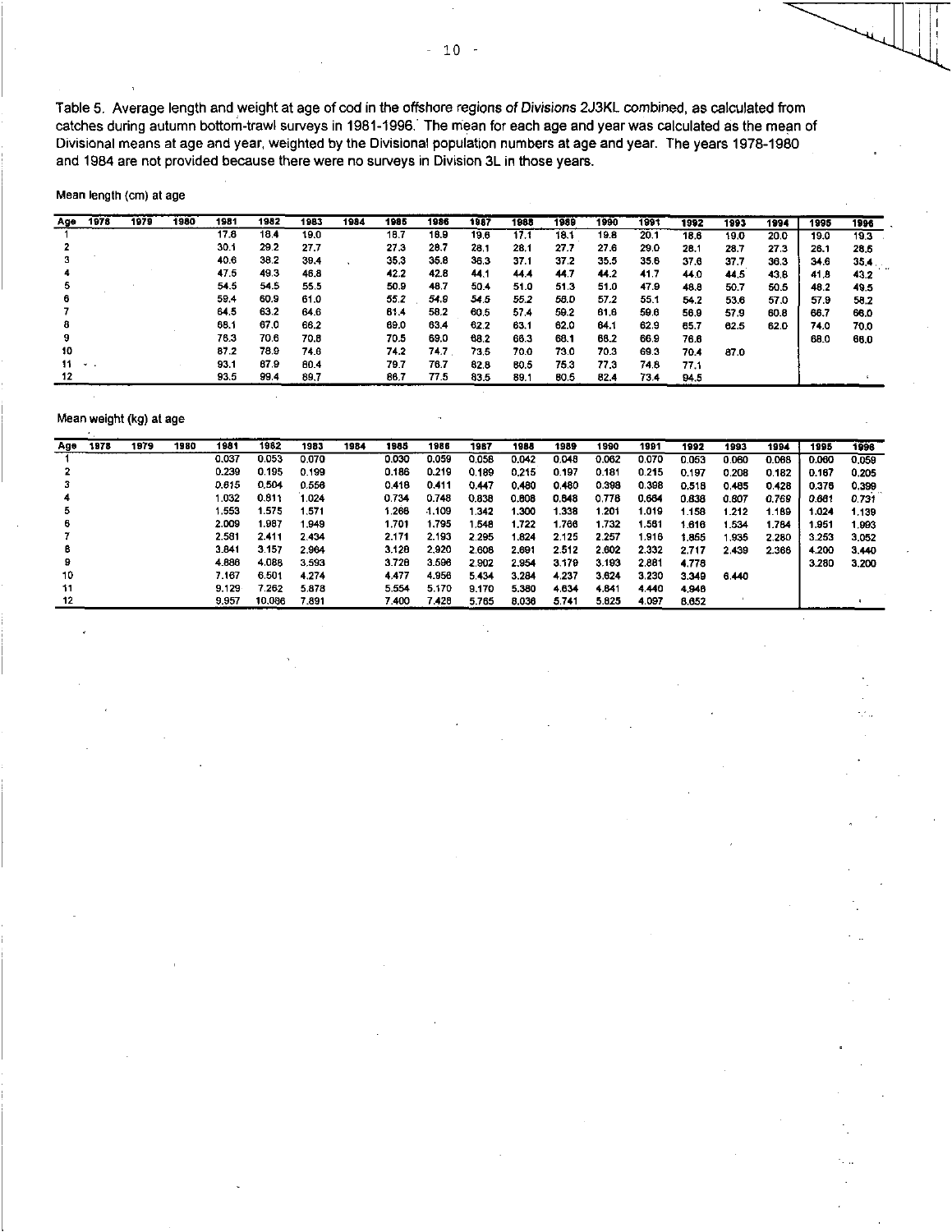Table 5. Average length and weight at age of cod in the offshore regions of Divisions 2J3KL combined, as calculated from catches during autumn bottom-trawl surveys in 1981-1996. The mean for each age and year was calculated as the mean of Divisional means at age and year, weighted by the Divisional population numbers at age and year. The years 1978-1980 and 1984 are not provided because there were no surveys in Division 3L in those years.

Mean length (cm) at age

| Age | 1978 | 1979 | 1980 | 1981 | 1982 | 1983 | 1984 | 1985 | 1986 | 1987 | 1988 | 1989 | 1990 | 1991 | 1992 | 1993 | 1994 | 1995 | 1996 |
|---|---|---|---|---|---|---|---|---|---|---|---|---|---|---|---|---|---|---|---|
| 1 | | | | 17.8 | 18.4 | 19.0 | | 18.7 | 18.9 | 19.6 | 17.1 | 18.1 | 19.8 | 20.1 | 18.6 | 19.0 | 20.0 | 19.0 | 19.3 |
| 2 | | | | 30.1 | 29.2 | 27.7 | | 27.3 | 28.7 | 28.1 | 28.1 | 27.7 | 27.6 | 29.0 | 28.1 | 28.7 | 27.3 | 26.1 | 28.5 |
| 3 | | | | 40.6 | 38.2 | 39.4 | | 35.3 | 35.8 | 36.3 | 37.1 | 37.2 | 35.5 | 35.6 | 37.6 | 37.7 | 36.3 | 34.6 | 35.4 |
| 4 | | | | 47.5 | 49.3 | 46.8 | | 42.2 | 42.8 | 44.1 | 44.4 | 44.7 | 44.2 | 41.7 | 44.0 | 44.5 | 43.8 | 41.8 | 43.2 |
| 5 | | | | 54.5 | 54.5 | 55.5 | | 50.9 | 48.7 | 50.4 | 51.0 | 51.3 | 51.0 | 47.9 | 48.8 | 50.7 | 50.5 | 48.2 | 49.5 |
| 6 | | | | 59.4 | 60.9 | 61.0 | | 55.2 | 54.9 | 54.5 | 55.2 | 58.0 | 57.2 | 55.1 | 54.2 | 53.6 | 57.0 | 57.9 | 58.2 |
| 7 | | | | 64.5 | 63.2 | 64.6 | | 61.4 | 58.2 | 60.5 | 57.4 | 59.2 | 61.8 | 59.6 | 56.9 | 57.9 | 60.8 | 66.7 | 66.0 |
| 8 | | | | 68.1 | 67.0 | 66.2 | | 69.0 | 63.4 | 62.2 | 63.1 | 62.0 | 64.1 | 62.9 | 65.7 | 62.5 | 62.0 | 74.0 | 70.0 |
| 9 | | | | 76.3 | 70.6 | 70.8 | | 70.5 | 69.0 | 68.2 | 66.3 | 68.1 | 68.2 | 66.9 | 76.8 | | | 68.0 | 66.0 |
| 10 | | | | 87.2 | 78.9 | 74.6 | | 74.2 | 74.7 | 73.5 | 70.0 | 73.0 | 70.3 | 69.3 | 70.4 | 87.0 | | | |
| 11 | | | | 93.1 | 87.9 | 80.4 | | 79.7 | 78.7 | 82.8 | 80.5 | 75.3 | 77.3 | 74.8 | 77.1 | | | | |
| 12 | | | | 93.5 | 99.4 | 89.7 | | 86.7 | 77.5 | 83.5 | 89.1 | 80.5 | 82.4 | 73.4 | 94.5 | | | | |

Mean weight (kg) at age

| Age | 1978 | 1979 | 1980 | 1981 | 1982 | 1983 | 1984 | 1985 | 1986 | 1987 | 1988 | 1989 | 1990 | 1991 | 1992 | 1993 | 1994 | 1995 | 1996 |
|---|---|---|---|---|---|---|---|---|---|---|---|---|---|---|---|---|---|---|---|
| 1 | | | | 0.037 | 0.053 | 0.070 | | 0.030 | 0.059 | 0.058 | 0.042 | 0.048 | 0.062 | 0.070 | 0.053 | 0.060 | 0.068 | 0.060 | 0.059 |
| 2 | | | | 0.239 | 0.195 | 0.199 | | 0.186 | 0.219 | 0.189 | 0.215 | 0.197 | 0.181 | 0.215 | 0.197 | 0.208 | 0.182 | 0.167 | 0.205 |
| 3 | | | | 0.615 | 0.504 | 0.556 | | 0.418 | 0.411 | 0.447 | 0.480 | 0.480 | 0.398 | 0.398 | 0.518 | 0.485 | 0.428 | 0.376 | 0.399 |
| 4 | | | | 1.032 | 0.811 | 1.024 | | 0.734 | 0.748 | 0.838 | 0.808 | 0.848 | 0.778 | 0.664 | 0.838 | 0.807 | 0.769 | 0.661 | 0.731 |
| 5 | | | | 1.553 | 1.575 | 1.571 | | 1.268 | 1.109 | 1.342 | 1.300 | 1.338 | 1.201 | 1.019 | 1.158 | 1.212 | 1.189 | 1.024 | 1.139 |
| 6 | | | | 2.009 | 1.987 | 1.949 | | 1.701 | 1.795 | 1.548 | 1.722 | 1.766 | 1.732 | 1.581 | 1.616 | 1.534 | 1.764 | 1.951 | 1.993 |
| 7 | | | | 2.581 | 2.411 | 2.434 | | 2.171 | 2.193 | 2.295 | 1.824 | 2.125 | 2.257 | 1.916 | 1.855 | 1.935 | 2.280 | 3.253 | 3.052 |
| 8 | | | | 3.841 | 3.157 | 2.964 | | 3.128 | 2.920 | 2.608 | 2.691 | 2.512 | 2.602 | 2.332 | 2.717 | 2.439 | 2.366 | 4.200 | 3.440 |
| 9 | | | | 4.886 | 4.088 | 3.593 | | 3.728 | 3.596 | 2.902 | 2.954 | 3.179 | 3.193 | 2.881 | 4.778 | | | 3.280 | 3.200 |
| 10 | | | | 7.167 | 6.501 | 4.274 | | 4.477 | 4.956 | 5.434 | 3.284 | 4.237 | 3.624 | 3.230 | 3.349 | 6.440 | | | |
| 11 | | | | 9.129 | 7.262 | 5.878 | | 5.554 | 5.170 | 9.170 | 5.380 | 4.634 | 4.841 | 4.440 | 4.948 | | | | |
| 12 | | | | 9.957 | 10.086 | 7.891 | | 7.400 | 7.428 | 5.765 | 8.036 | 5.741 | 5.825 | 4.097 | 8.652 | | | | |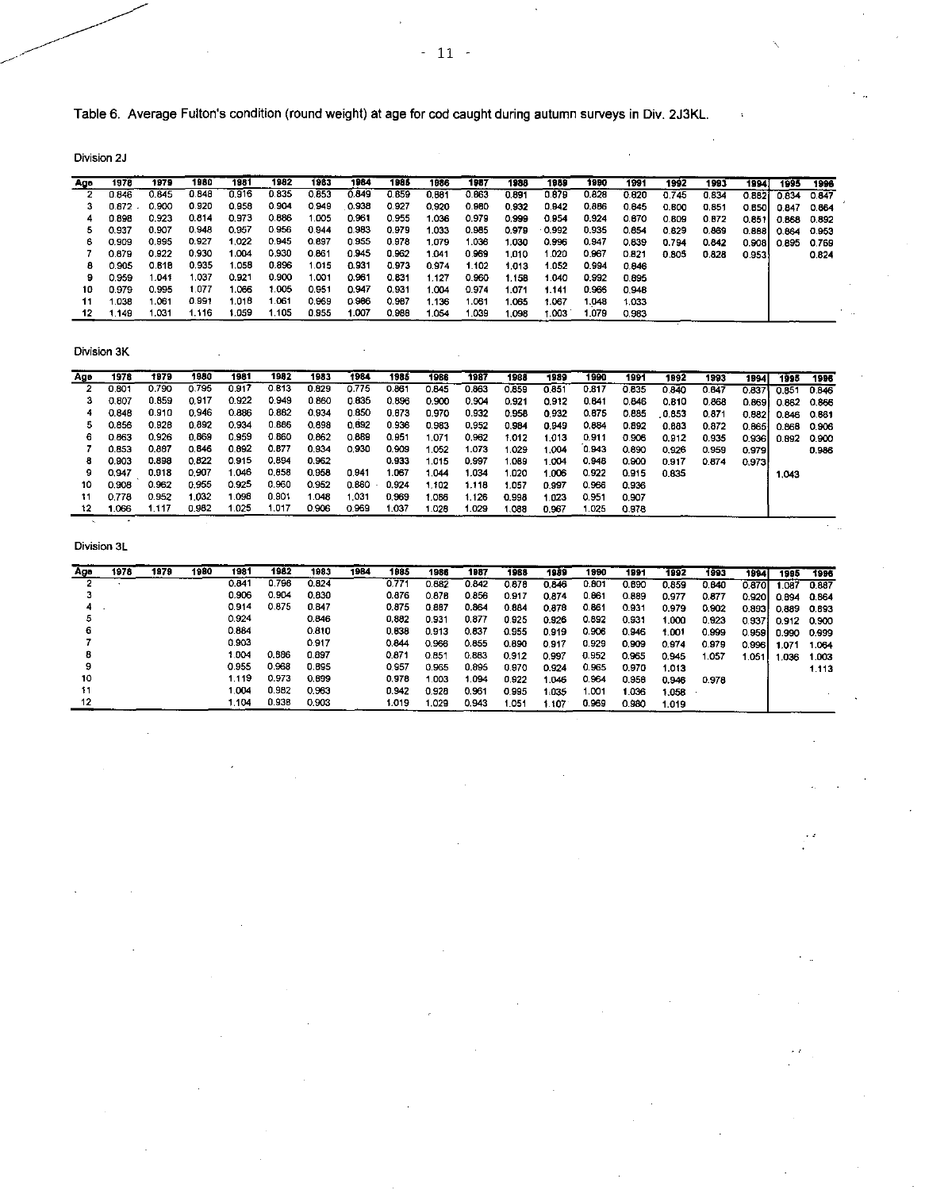Table 6. Average Fulton's condition (round weight) at age for cod caught during autumn surveys in Div. 2J3KL.

Division 2J

| Age | 1978 | 1979 | 1980 | 1981 | 1982 | 1983 | 1984 | 1985 | 1986 | 1987 | 1988 | 1989 | 1990 | 1991 | 1992 | 1993 | 1994 | 1995 | 1996 |
|---|---|---|---|---|---|---|---|---|---|---|---|---|---|---|---|---|---|---|---|
| 2 | 0.846 | 0.845 | 0.848 | 0.916 | 0.835 | 0.853 | 0.849 | 0.859 | 0.881 | 0.863 | 0.891 | 0.879 | 0.828 | 0.820 | 0.745 | 0.834 | 0.882 | 0.834 | 0.847 |
| 3 | 0.872 | 0.900 | 0.920 | 0.958 | 0.904 | 0.949 | 0.938 | 0.927 | 0.920 | 0.980 | 0.932 | 0.942 | 0.886 | 0.845 | 0.800 | 0.851 | 0.850 | 0.847 | 0.864 |
| 4 | 0.898 | 0.923 | 0.814 | 0.973 | 0.886 | 1.005 | 0.961 | 0.955 | 1.036 | 0.979 | 0.999 | 0.954 | 0.924 | 0.870 | 0.809 | 0.872 | 0.851 | 0.868 | 0.892 |
| 5 | 0.937 | 0.907 | 0.948 | 0.957 | 0.956 | 0.944 | 0.983 | 0.979 | 1.033 | 0.985 | 0.979 | 0.992 | 0.935 | 0.854 | 0.829 | 0.869 | 0.888 | 0.864 | 0.953 |
| 6 | 0.909 | 0.995 | 0.927 | 1.022 | 0.945 | 0.897 | 0.955 | 0.978 | 1.079 | 1.036 | 1.030 | 0.996 | 0.947 | 0.839 | 0.794 | 0.842 | 0.908 | 0.895 | 0.769 |
| 7 | 0.879 | 0.922 | 0.930 | 1.004 | 0.930 | 0.861 | 0.945 | 0.962 | 1.041 | 0.969 | 1.010 | 1.020 | 0.967 | 0.821 | 0.805 | 0.828 | 0.953 | | 0.824 |
| 8 | 0.905 | 0.818 | 0.935 | 1.058 | 0.896 | 1.015 | 0.931 | 0.973 | 0.974 | 1.102 | 1.013 | 1.052 | 0.994 | 0.846 | | | | | |
| 9 | 0.959 | 1.041 | 1.037 | 0.921 | 0.900 | 1.001 | 0.961 | 0.831 | 1.127 | 0.960 | 1.158 | 1.040 | 0.992 | 0.895 | | | | | |
| 10 | 0.979 | 0.995 | 1.077 | 1.066 | 1.005 | 0.951 | 0.947 | 0.931 | 1.004 | 0.974 | 1.071 | 1.141 | 0.966 | 0.948 | | | | | |
| 11 | 1.038 | 1.061 | 0.991 | 1.018 | 1.061 | 0.969 | 0.986 | 0.967 | 1.136 | 1.061 | 1.065 | 1.067 | 1.048 | 1.033 | | | | | |
| 12 | 1.149 | 1.031 | 1.116 | 1.059 | 1.105 | 0.955 | 1.007 | 0.988 | 1.054 | 1.039 | 1.098 | 1.003 | 1.079 | 0.983 | | | | | |

Division 3K

| Age | 1978 | 1979 | 1980 | 1981 | 1982 | 1983 | 1984 | 1985 | 1986 | 1987 | 1988 | 1989 | 1990 | 1991 | 1992 | 1993 | 1994 | 1995 | 1996 |
|---|---|---|---|---|---|---|---|---|---|---|---|---|---|---|---|---|---|---|---|
| 2 | 0.801 | 0.790 | 0.795 | 0.917 | 0.813 | 0.829 | 0.775 | 0.861 | 0.845 | 0.863 | 0.859 | 0.851 | 0.817 | 0.835 | 0.840 | 0.847 | 0.837 | 0.851 | 0.846 |
| 3 | 0.807 | 0.859 | 0.917 | 0.922 | 0.949 | 0.860 | 0.835 | 0.896 | 0.900 | 0.904 | 0.921 | 0.912 | 0.841 | 0.846 | 0.810 | 0.868 | 0.869 | 0.862 | 0.866 |
| 4 | 0.848 | 0.910 | 0.946 | 0.886 | 0.862 | 0.934 | 0.850 | 0.873 | 0.970 | 0.932 | 0.958 | 0.932 | 0.875 | 0.885 | 0.853 | 0.871 | 0.882 | 0.846 | 0.861 |
| 5 | 0.856 | 0.928 | 0.892 | 0.934 | 0.886 | 0.898 | 0.892 | 0.936 | 0.983 | 0.952 | 0.984 | 0.949 | 0.884 | 0.892 | 0.883 | 0.872 | 0.865 | 0.868 | 0.906 |
| 6 | 0.863 | 0.926 | 0.869 | 0.959 | 0.860 | 0.862 | 0.889 | 0.951 | 1.071 | 0.962 | 1.012 | 1.013 | 0.911 | 0.906 | 0.912 | 0.935 | 0.936 | 0.892 | 0.900 |
| 7 | 0.853 | 0.887 | 0.846 | 0.892 | 0.877 | 0.934 | 0.930 | 0.909 | 1.052 | 1.073 | 1.029 | 1.004 | 0.943 | 0.890 | 0.926 | 0.959 | 0.979 | | 0.986 |
| 8 | 0.903 | 0.898 | 0.822 | 0.915 | 0.894 | 0.962 | | 0.933 | 1.015 | 0.997 | 1.089 | 1.004 | 0.948 | 0.900 | 0.917 | 0.874 | 0.973 | | |
| 9 | 0.947 | 0.918 | 0.907 | 1.046 | 0.858 | 0.958 | 0.941 | 1.067 | 1.044 | 1.034 | 1.020 | 1.006 | 0.922 | 0.915 | 0.835 | | | 1.043 | |
| 10 | 0.908 | 0.962 | 0.955 | 0.925 | 0.960 | 0.952 | 0.880 | 0.924 | 1.102 | 1.118 | 1.057 | 0.997 | 0.966 | 0.936 | | | | | |
| 11 | 0.778 | 0.952 | 1.032 | 1.098 | 0.901 | 1.048 | 1.031 | 0.969 | 1.086 | 1.126 | 0.998 | 1.023 | 0.951 | 0.907 | | | | | |
| 12 | 1.066 | 1.117 | 0.982 | 1.025 | 1.017 | 0.906 | 0.969 | 1.037 | 1.028 | 1.029 | 1.088 | 0.967 | 1.025 | 0.978 | | | | | |

Division 3L

| Age | 1978 | 1979 | 1980 | 1981 | 1982 | 1983 | 1984 | 1985 | 1986 | 1987 | 1988 | 1989 | 1990 | 1991 | 1992 | 1993 | 1994 | 1995 | 1996 |
|---|---|---|---|---|---|---|---|---|---|---|---|---|---|---|---|---|---|---|---|
| 2 | | | | 0.841 | 0.796 | 0.824 | | 0.771 | 0.882 | 0.842 | 0.878 | 0.846 | 0.801 | 0.890 | 0.859 | 0.840 | 0.870 | 1.087 | 0.887 |
| 3 | | | | 0.906 | 0.904 | 0.830 | | 0.876 | 0.878 | 0.856 | 0.917 | 0.874 | 0.861 | 0.889 | 0.977 | 0.877 | 0.920 | 0.894 | 0.864 |
| 4 | | | | 0.914 | 0.875 | 0.847 | | 0.875 | 0.887 | 0.864 | 0.884 | 0.878 | 0.861 | 0.931 | 0.979 | 0.902 | 0.893 | 0.889 | 0.893 |
| 5 | | | | 0.924 | | 0.846 | | 0.882 | 0.931 | 0.877 | 0.925 | 0.926 | 0.892 | 0.931 | 1.000 | 0.923 | 0.937 | 0.912 | 0.900 |
| 6 | | | | 0.884 | | 0.810 | | 0.838 | 0.913 | 0.837 | 0.955 | 0.919 | 0.906 | 0.946 | 1.001 | 0.999 | 0.959 | 0.990 | 0.999 |
| 7 | | | | 0.903 | | 0.917 | | 0.844 | 0.966 | 0.855 | 0.890 | 0.917 | 0.929 | 0.909 | 0.974 | 0.979 | 0.996 | 1.071 | 1.064 |
| 8 | | | | 1.004 | 0.886 | 0.897 | | 0.871 | 0.851 | 0.883 | 0.912 | 0.997 | 0.952 | 0.965 | 0.945 | 1.057 | 1.051 | 1.036 | 1.003 |
| 9 | | | | 0.955 | 0.968 | 0.895 | | 0.957 | 0.965 | 0.895 | 0.970 | 0.924 | 0.965 | 0.970 | 1.013 | | | | 1.113 |
| 10 | | | | 1.119 | 0.973 | 0.899 | | 0.978 | 1.003 | 1.094 | 0.922 | 1.046 | 0.964 | 0.958 | 0.946 | 0.978 | | | |
| 11 | | | | 1.004 | 0.982 | 0.963 | | 0.942 | 0.928 | 0.961 | 0.995 | 1.035 | 1.001 | 1.036 | 1.058 | | | | |
| 12 | | | | 1.104 | 0.938 | 0.903 | | 1.019 | 1.029 | 0.943 | 1.051 | 1.107 | 0.969 | 0.980 | 1.019 | | | | |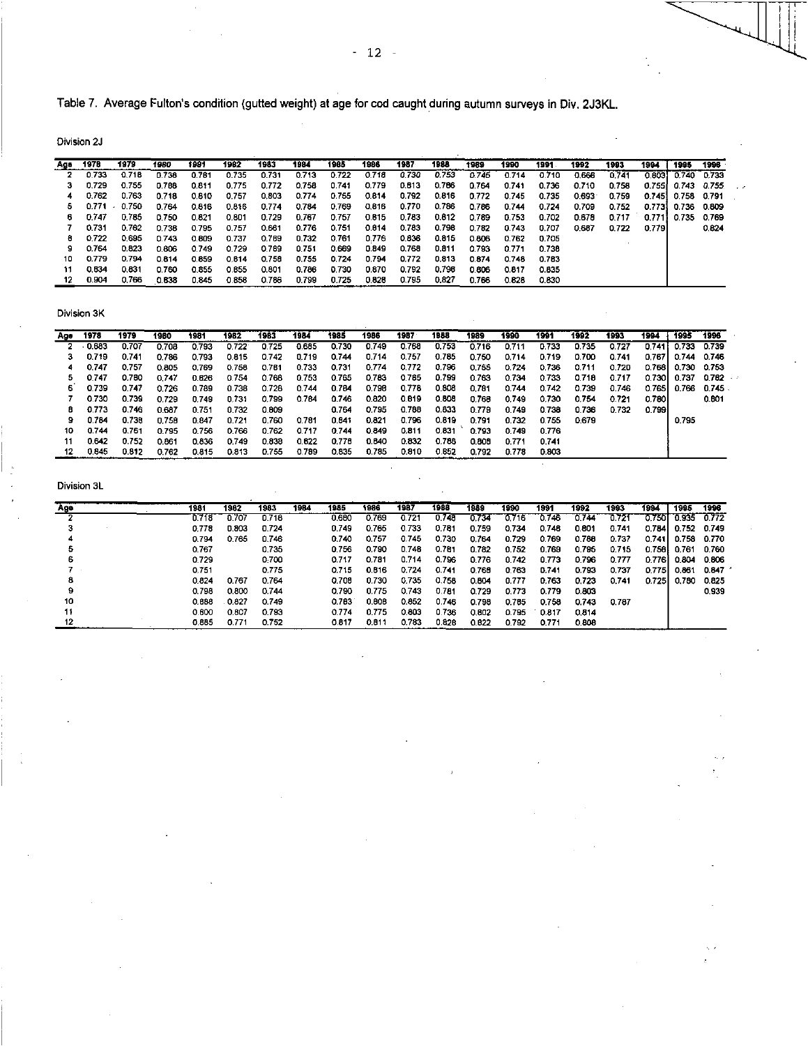Table 7. Average Fulton's condition (gutted weight) at age for cod caught during autumn surveys in Div. 2J3KL.

Division 2J

| Age | 1978 | 1979 | 1980 | 1981 | 1982 | 1983 | 1984 | 1985 | 1986 | 1987 | 1988 | 1989 | 1990 | 1991 | 1992 | 1993 | 1994 | 1995 | 1996 |
|---|---|---|---|---|---|---|---|---|---|---|---|---|---|---|---|---|---|---|---|
| 2 | 0.733 | 0.718 | 0.738 | 0.781 | 0.735 | 0.731 | 0.713 | 0.722 | 0.718 | 0.730 | 0.753 | 0.745 | 0.714 | 0.710 | 0.666 | 0.741 | 0.803 | 0.740 | 0.733 |
| 3 | 0.729 | 0.755 | 0.788 | 0.811 | 0.775 | 0.772 | 0.758 | 0.741 | 0.779 | 0.813 | 0.786 | 0.764 | 0.741 | 0.736 | 0.710 | 0.758 | 0.755 | 0.743 | 0.755 |
| 4 | 0.762 | 0.763 | 0.718 | 0.810 | 0.757 | 0.803 | 0.774 | 0.755 | 0.814 | 0.792 | 0.816 | 0.772 | 0.745 | 0.735 | 0.693 | 0.759 | 0.745 | 0.758 | 0.791 |
| 5 | 0.771 | 0.750 | 0.764 | 0.816 | 0.816 | 0.774 | 0.784 | 0.769 | 0.816 | 0.770 | 0.786 | 0.786 | 0.744 | 0.724 | 0.709 | 0.752 | 0.773 | 0.736 | 0.809 |
| 6 | 0.747 | 0.785 | 0.750 | 0.821 | 0.801 | 0.729 | 0.767 | 0.757 | 0.815 | 0.783 | 0.812 | 0.789 | 0.753 | 0.702 | 0.678 | 0.717 | 0.771 | 0.735 | 0.769 |
| 7 | 0.731 | 0.762 | 0.738 | 0.795 | 0.757 | 0.661 | 0.776 | 0.751 | 0.814 | 0.783 | 0.798 | 0.782 | 0.743 | 0.707 | 0.687 | 0.722 | 0.779 | | 0.824 |
| 8 | 0.722 | 0.695 | 0.743 | 0.809 | 0.737 | 0.789 | 0.732 | 0.761 | 0.776 | 0.836 | 0.815 | 0.806 | 0.762 | 0.705 | | | | | |
| 9 | 0.764 | 0.823 | 0.806 | 0.749 | 0.729 | 0.789 | 0.751 | 0.669 | 0.849 | 0.768 | 0.811 | 0.793 | 0.771 | 0.738 | | | | | |
| 10 | 0.779 | 0.794 | 0.814 | 0.859 | 0.814 | 0.758 | 0.755 | 0.724 | 0.794 | 0.772 | 0.813 | 0.874 | 0.748 | 0.783 | | | | | |
| 11 | 0.834 | 0.831 | 0.760 | 0.855 | 0.855 | 0.801 | 0.786 | 0.730 | 0.870 | 0.792 | 0.798 | 0.806 | 0.817 | 0.835 | | | | | |
| 12 | 0.904 | 0.766 | 0.838 | 0.845 | 0.858 | 0.786 | 0.799 | 0.725 | 0.828 | 0.795 | 0.827 | 0.766 | 0.828 | 0.830 | | | | | |

Division 3K

| Age | 1978 | 1979 | 1980 | 1981 | 1982 | 1983 | 1984 | 1985 | 1986 | 1987 | 1988 | 1989 | 1990 | 1991 | 1992 | 1993 | 1994 | 1995 | 1996 |
|---|---|---|---|---|---|---|---|---|---|---|---|---|---|---|---|---|---|---|---|
| 2 | 0.683 | 0.707 | 0.708 | 0.793 | 0.722 | 0.725 | 0.685 | 0.730 | 0.749 | 0.768 | 0.753 | 0.716 | 0.711 | 0.733 | 0.735 | 0.727 | 0.741 | 0.733 | 0.739 |
| 3 | 0.719 | 0.741 | 0.786 | 0.793 | 0.815 | 0.742 | 0.719 | 0.744 | 0.714 | 0.757 | 0.785 | 0.750 | 0.714 | 0.719 | 0.700 | 0.741 | 0.767 | 0.744 | 0.746 |
| 4 | 0.747 | 0.757 | 0.805 | 0.769 | 0.758 | 0.781 | 0.733 | 0.731 | 0.774 | 0.772 | 0.796 | 0.755 | 0.724 | 0.736 | 0.711 | 0.720 | 0.768 | 0.730 | 0.753 |
| 5 | 0.747 | 0.780 | 0.747 | 0.826 | 0.754 | 0.768 | 0.753 | 0.765 | 0.783 | 0.785 | 0.799 | 0.763 | 0.734 | 0.733 | 0.718 | 0.717 | 0.730 | 0.737 | 0.782 |
| 6 | 0.739 | 0.747 | 0.726 | 0.789 | 0.738 | 0.726 | 0.744 | 0.784 | 0.798 | 0.778 | 0.808 | 0.781 | 0.744 | 0.742 | 0.739 | 0.746 | 0.765 | 0.766 | 0.745 |
| 7 | 0.730 | 0.739 | 0.729 | 0.749 | 0.731 | 0.799 | 0.784 | 0.746 | 0.820 | 0.819 | 0.808 | 0.768 | 0.749 | 0.730 | 0.754 | 0.721 | 0.780 | | 0.801 |
| 8 | 0.773 | 0.746 | 0.687 | 0.751 | 0.732 | 0.809 | | 0.764 | 0.795 | 0.788 | 0.833 | 0.779 | 0.749 | 0.738 | 0.736 | 0.732 | 0.799 | | |
| 9 | 0.784 | 0.738 | 0.758 | 0.847 | 0.721 | 0.760 | 0.781 | 0.841 | 0.821 | 0.796 | 0.819 | 0.791 | 0.732 | 0.755 | 0.679 | | | 0.795 | |
| 10 | 0.744 | 0.761 | 0.795 | 0.756 | 0.766 | 0.762 | 0.717 | 0.744 | 0.849 | 0.811 | 0.831 | 0.793 | 0.749 | 0.776 | | | | | |
| 11 | 0.642 | 0.752 | 0.861 | 0.836 | 0.749 | 0.838 | 0.622 | 0.778 | 0.840 | 0.832 | 0.788 | 0.808 | 0.771 | 0.741 | | | | | |
| 12 | 0.845 | 0.812 | 0.762 | 0.815 | 0.813 | 0.755 | 0.789 | 0.835 | 0.785 | 0.810 | 0.852 | 0.792 | 0.778 | 0.803 | | | | | |

Division 3L

| Age | 1981 | 1982 | 1983 | 1984 | 1985 | 1986 | 1987 | 1988 | 1989 | 1990 | 1991 | 1992 | 1993 | 1994 | 1995 | 1996 |
|---|---|---|---|---|---|---|---|---|---|---|---|---|---|---|---|---|
| 2 | 0.718 | 0.707 | 0.718 | | 0.680 | 0.769 | 0.721 | 0.748 | 0.734 | 0.716 | 0.746 | 0.744 | 0.721 | 0.750 | 0.935 | 0.772 |
| 3 | 0.778 | 0.803 | 0.724 | | 0.749 | 0.765 | 0.733 | 0.781 | 0.759 | 0.734 | 0.748 | 0.801 | 0.741 | 0.784 | 0.752 | 0.749 |
| 4 | 0.794 | 0.765 | 0.746 | | 0.740 | 0.757 | 0.745 | 0.730 | 0.764 | 0.729 | 0.769 | 0.788 | 0.737 | 0.741 | 0.758 | 0.770 |
| 5 | 0.767 | | 0.735 | | 0.756 | 0.790 | 0.748 | 0.781 | 0.782 | 0.752 | 0.769 | 0.795 | 0.715 | 0.756 | 0.761 | 0.760 |
| 6 | 0.729 | | 0.700 | | 0.717 | 0.781 | 0.714 | 0.796 | 0.776 | 0.742 | 0.773 | 0.796 | 0.777 | 0.776 | 0.804 | 0.806 |
| 7 | 0.751 | | 0.775 | | 0.715 | 0.816 | 0.724 | 0.741 | 0.768 | 0.763 | 0.741 | 0.793 | 0.737 | 0.775 | 0.861 | 0.847 |
| 8 | 0.824 | 0.767 | 0.764 | | 0.708 | 0.730 | 0.735 | 0.758 | 0.804 | 0.777 | 0.763 | 0.723 | 0.741 | 0.725 | 0.780 | 0.825 |
| 9 | 0.798 | 0.800 | 0.744 | | 0.790 | 0.775 | 0.743 | 0.781 | 0.729 | 0.773 | 0.779 | 0.803 | | | | 0.939 |
| 10 | 0.888 | 0.827 | 0.749 | | 0.783 | 0.808 | 0.852 | 0.746 | 0.798 | 0.785 | 0.758 | 0.743 | 0.787 | | | |
| 11 | 0.800 | 0.807 | 0.793 | | 0.774 | 0.775 | 0.803 | 0.736 | 0.802 | 0.795 | 0.817 | 0.814 | | | | |
| 12 | 0.885 | 0.771 | 0.752 | | 0.817 | 0.811 | 0.783 | 0.828 | 0.822 | 0.792 | 0.771 | 0.808 | | | | |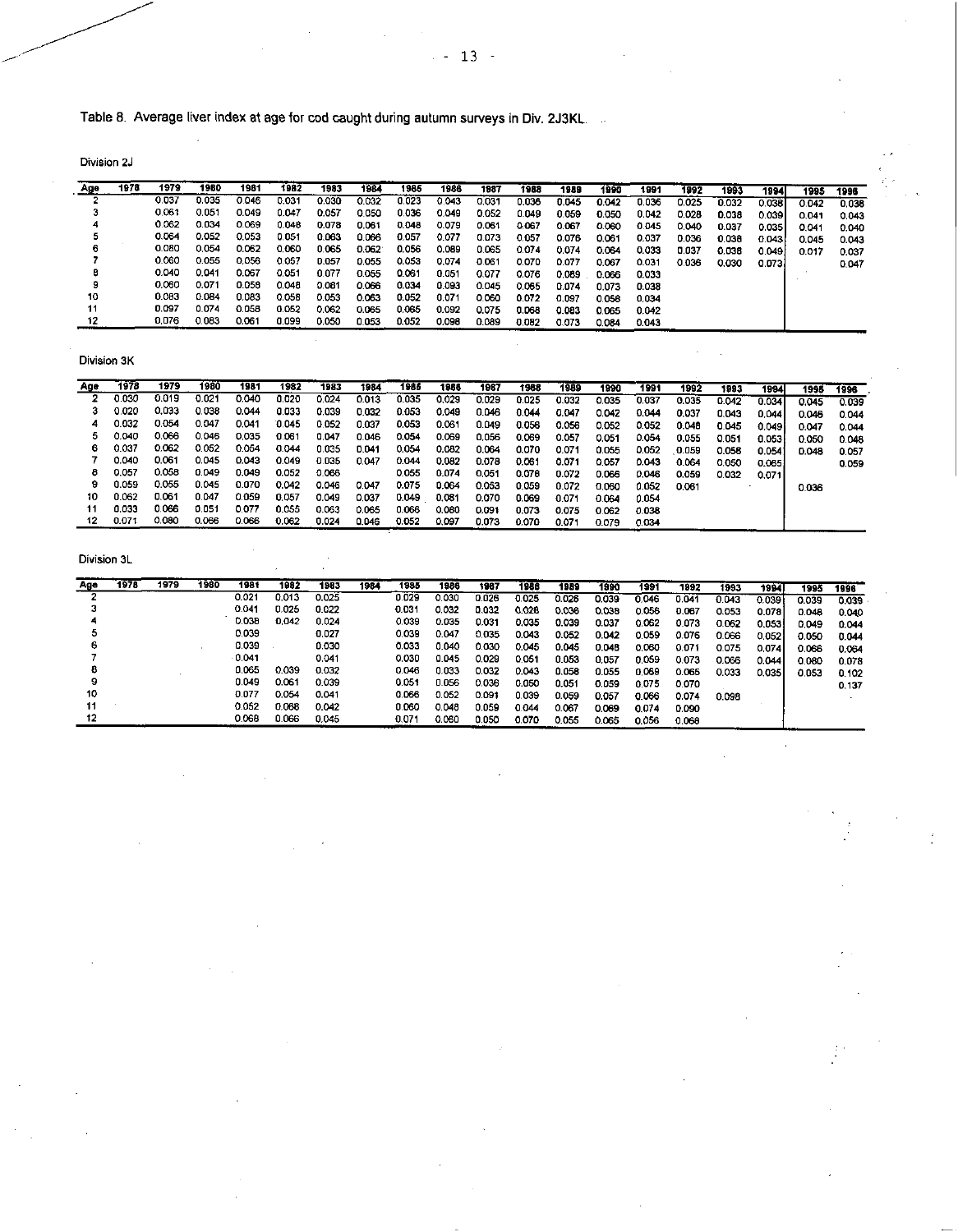Table 8. Average liver index at age for cod caught during autumn surveys in Div. 2J3KL.

Division 2J

| Age | 1978 | 1979 | 1980 | 1981 | 1982 | 1983 | 1984 | 1985 | 1986 | 1987 | 1988 | 1989 | 1990 | 1991 | 1992 | 1993 | 1994 | 1995 | 1996 |
|---|---|---|---|---|---|---|---|---|---|---|---|---|---|---|---|---|---|---|---|
| 2 | | 0.037 | 0.035 | 0.046 | 0.031 | 0.030 | 0.032 | 0.023 | 0.043 | 0.031 | 0.036 | 0.045 | 0.042 | 0.036 | 0.025 | 0.032 | 0.038 | 0.042 | 0.038 |
| 3 | | 0.061 | 0.051 | 0.049 | 0.047 | 0.057 | 0.050 | 0.036 | 0.049 | 0.052 | 0.049 | 0.059 | 0.050 | 0.042 | 0.028 | 0.038 | 0.039 | 0.041 | 0.043 |
| 4 | | 0.062 | 0.034 | 0.069 | 0.048 | 0.078 | 0.061 | 0.048 | 0.079 | 0.061 | 0.067 | 0.067 | 0.060 | 0.045 | 0.040 | 0.037 | 0.035 | 0.041 | 0.040 |
| 5 | | 0.064 | 0.052 | 0.053 | 0.051 | 0.063 | 0.066 | 0.057 | 0.077 | 0.073 | 0.057 | 0.076 | 0.061 | 0.037 | 0.036 | 0.038 | 0.043 | 0.045 | 0.043 |
| 6 | | 0.080 | 0.054 | 0.062 | 0.060 | 0.065 | 0.062 | 0.056 | 0.089 | 0.065 | 0.074 | 0.074 | 0.064 | 0.033 | 0.037 | 0.038 | 0.049 | 0.017 | 0.037 |
| 7 | | 0.060 | 0.055 | 0.056 | 0.057 | 0.057 | 0.055 | 0.053 | 0.074 | 0.061 | 0.070 | 0.077 | 0.067 | 0.031 | 0.036 | 0.030 | 0.073 | | 0.047 |
| 8 | | 0.040 | 0.041 | 0.067 | 0.051 | 0.077 | 0.055 | 0.061 | 0.051 | 0.077 | 0.076 | 0.089 | 0.066 | 0.033 | | | | | |
| 9 | | 0.060 | 0.071 | 0.058 | 0.048 | 0.081 | 0.066 | 0.034 | 0.093 | 0.045 | 0.065 | 0.074 | 0.073 | 0.038 | | | | | |
| 10 | | 0.083 | 0.084 | 0.083 | 0.058 | 0.053 | 0.063 | 0.052 | 0.071 | 0.060 | 0.072 | 0.097 | 0.058 | 0.034 | | | | | |
| 11 | | 0.097 | 0.074 | 0.058 | 0.052 | 0.062 | 0.065 | 0.065 | 0.092 | 0.075 | 0.068 | 0.083 | 0.065 | 0.042 | | | | | |
| 12 | | 0.076 | 0.083 | 0.061 | 0.099 | 0.050 | 0.053 | 0.052 | 0.098 | 0.089 | 0.082 | 0.073 | 0.084 | 0.043 | | | | | |

Division 3K

| Age | 1978 | 1979 | 1980 | 1981 | 1982 | 1983 | 1984 | 1985 | 1986 | 1987 | 1988 | 1989 | 1990 | 1991 | 1992 | 1993 | 1994 | 1995 | 1996 |
|---|---|---|---|---|---|---|---|---|---|---|---|---|---|---|---|---|---|---|---|
| 2 | 0.030 | 0.019 | 0.021 | 0.040 | 0.020 | 0.024 | 0.013 | 0.035 | 0.029 | 0.029 | 0.025 | 0.032 | 0.035 | 0.037 | 0.035 | 0.042 | 0.034 | 0.045 | 0.039 |
| 3 | 0.020 | 0.033 | 0.038 | 0.044 | 0.033 | 0.039 | 0.032 | 0.053 | 0.049 | 0.046 | 0.044 | 0.047 | 0.042 | 0.044 | 0.037 | 0.043 | 0.044 | 0.046 | 0.044 |
| 4 | 0.032 | 0.054 | 0.047 | 0.041 | 0.045 | 0.052 | 0.037 | 0.053 | 0.061 | 0.049 | 0.058 | 0.056 | 0.052 | 0.052 | 0.048 | 0.045 | 0.049 | 0.047 | 0.044 |
| 5 | 0.040 | 0.066 | 0.046 | 0.035 | 0.061 | 0.047 | 0.046 | 0.054 | 0.069 | 0.056 | 0.069 | 0.057 | 0.051 | 0.054 | 0.055 | 0.051 | 0.053 | 0.050 | 0.048 |
| 6 | 0.037 | 0.062 | 0.052 | 0.054 | 0.044 | 0.035 | 0.041 | 0.054 | 0.082 | 0.064 | 0.070 | 0.071 | 0.055 | 0.052 | 0.059 | 0.058 | 0.054 | 0.048 | 0.057 |
| 7 | 0.040 | 0.061 | 0.045 | 0.043 | 0.049 | 0.035 | 0.047 | 0.044 | 0.082 | 0.078 | 0.061 | 0.071 | 0.057 | 0.043 | 0.064 | 0.050 | 0.065 | | 0.059 |
| 8 | 0.057 | 0.058 | 0.049 | 0.049 | 0.052 | 0.066 | | 0.055 | 0.074 | 0.051 | 0.078 | 0.072 | 0.066 | 0.046 | 0.059 | 0.032 | 0.071 | | |
| 9 | 0.059 | 0.055 | 0.045 | 0.070 | 0.042 | 0.046 | 0.047 | 0.075 | 0.064 | 0.053 | 0.059 | 0.072 | 0.060 | 0.052 | 0.061 | | | 0.036 | |
| 10 | 0.062 | 0.061 | 0.047 | 0.059 | 0.057 | 0.049 | 0.037 | 0.049 | 0.081 | 0.070 | 0.069 | 0.071 | 0.064 | 0.054 | | | | | |
| 11 | 0.033 | 0.066 | 0.051 | 0.077 | 0.055 | 0.063 | 0.065 | 0.066 | 0.080 | 0.091 | 0.073 | 0.075 | 0.062 | 0.038 | | | | | |
| 12 | 0.071 | 0.080 | 0.066 | 0.066 | 0.062 | 0.024 | 0.046 | 0.052 | 0.097 | 0.073 | 0.070 | 0.071 | 0.079 | 0.034 | | | | | |

Division 3L

| Age | 1978 | 1979 | 1980 | 1981 | 1982 | 1983 | 1984 | 1985 | 1986 | 1987 | 1988 | 1989 | 1990 | 1991 | 1992 | 1993 | 1994 | 1995 | 1996 |
|---|---|---|---|---|---|---|---|---|---|---|---|---|---|---|---|---|---|---|---|
| 2 | | | | 0.021 | 0.013 | 0.025 | | 0.029 | 0.030 | 0.026 | 0.025 | 0.026 | 0.039 | 0.046 | 0.041 | 0.043 | 0.039 | 0.039 | 0.039 |
| 3 | | | | 0.041 | 0.025 | 0.022 | | 0.031 | 0.032 | 0.032 | 0.028 | 0.036 | 0.038 | 0.056 | 0.067 | 0.053 | 0.078 | 0.048 | 0.040 |
| 4 | | | | 0.038 | 0.042 | 0.024 | | 0.039 | 0.035 | 0.031 | 0.035 | 0.039 | 0.037 | 0.062 | 0.073 | 0.062 | 0.053 | 0.049 | 0.044 |
| 5 | | | | 0.039 | | 0.027 | | 0.039 | 0.047 | 0.035 | 0.043 | 0.052 | 0.042 | 0.059 | 0.076 | 0.066 | 0.052 | 0.050 | 0.044 |
| 6 | | | | 0.039 | | 0.030 | | 0.033 | 0.040 | 0.030 | 0.045 | 0.045 | 0.048 | 0.060 | 0.071 | 0.075 | 0.074 | 0.066 | 0.064 |
| 7 | | | | 0.041 | | 0.041 | | 0.030 | 0.045 | 0.029 | 0.051 | 0.053 | 0.057 | 0.059 | 0.073 | 0.066 | 0.044 | 0.080 | 0.078 |
| 8 | | | | 0.065 | 0.039 | 0.032 | | 0.046 | 0.033 | 0.032 | 0.043 | 0.058 | 0.055 | 0.069 | 0.065 | 0.033 | 0.035 | 0.053 | 0.102 |
| 9 | | | | 0.049 | 0.061 | 0.039 | | 0.051 | 0.056 | 0.036 | 0.050 | 0.051 | 0.059 | 0.075 | 0.070 | | | | 0.137 |
| 10 | | | | 0.077 | 0.054 | 0.041 | | 0.066 | 0.052 | 0.091 | 0.039 | 0.059 | 0.057 | 0.066 | 0.074 | 0.098 | | | |
| 11 | | | | 0.052 | 0.068 | 0.042 | | 0.060 | 0.048 | 0.059 | 0.044 | 0.067 | 0.069 | 0.074 | 0.090 | | | | |
| 12 | | | | 0.068 | 0.066 | 0.045 | | 0.071 | 0.060 | 0.050 | 0.070 | 0.055 | 0.065 | 0.056 | 0.068 | | | | |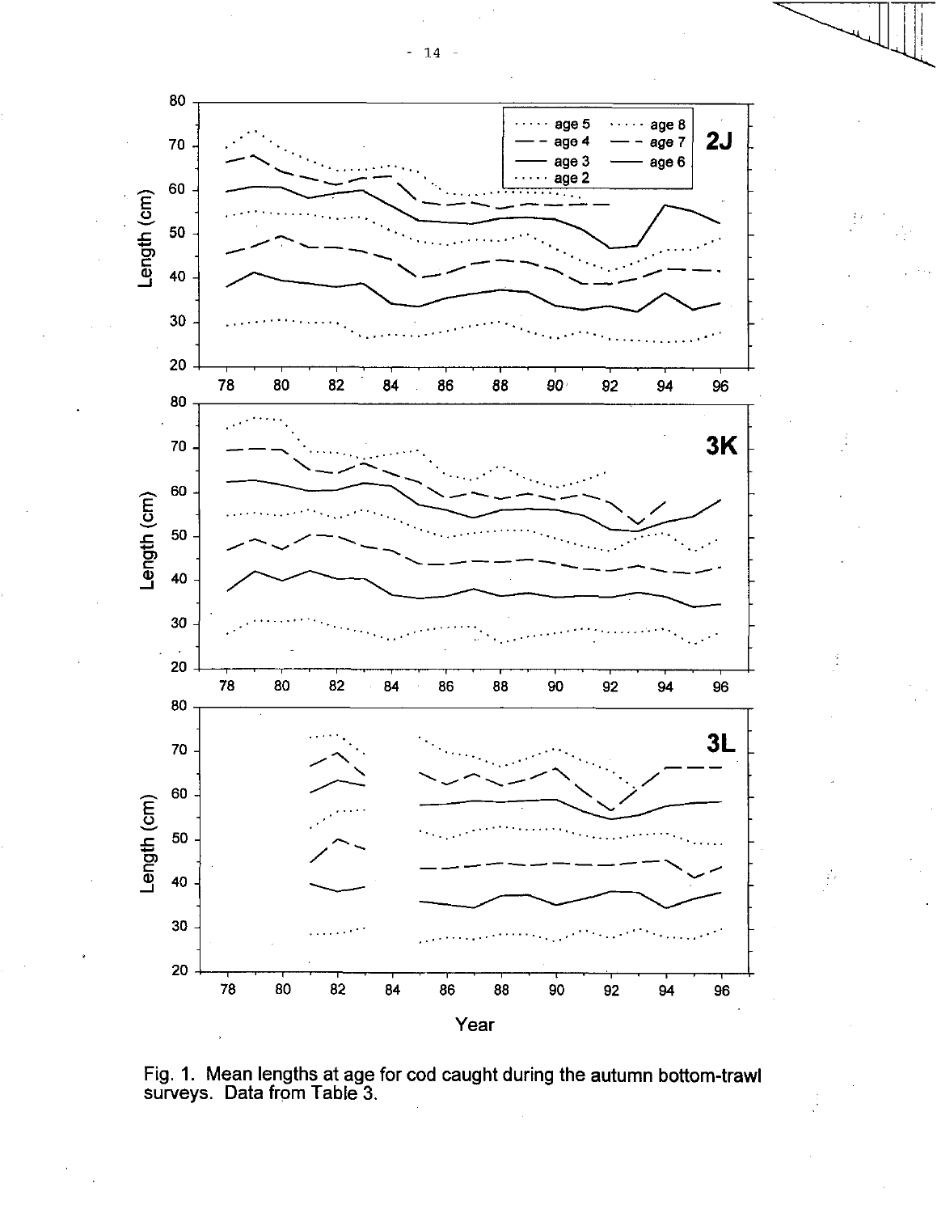Fig. 1. Mean lengths at age for cod caught during the autumn bottom-trawl surveys. Data from Table 3.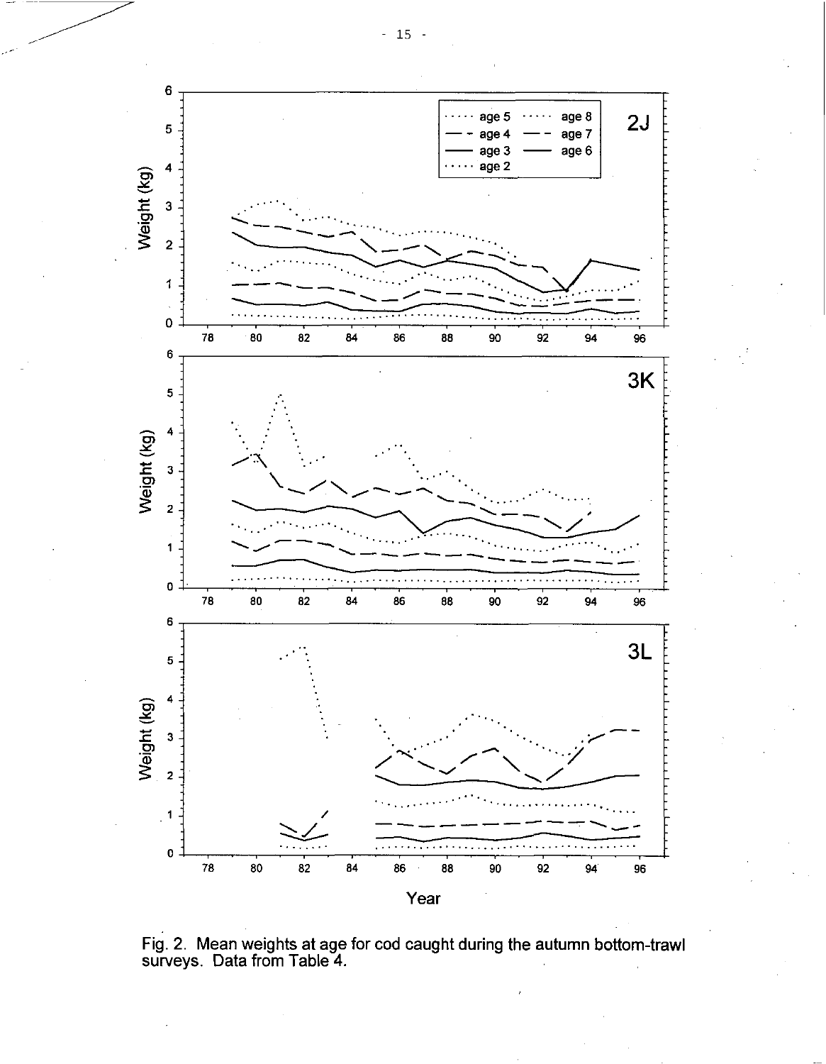Fig. 2. Mean weights at age for cod caught during the autumn bottom-trawl surveys. Data from Table 4.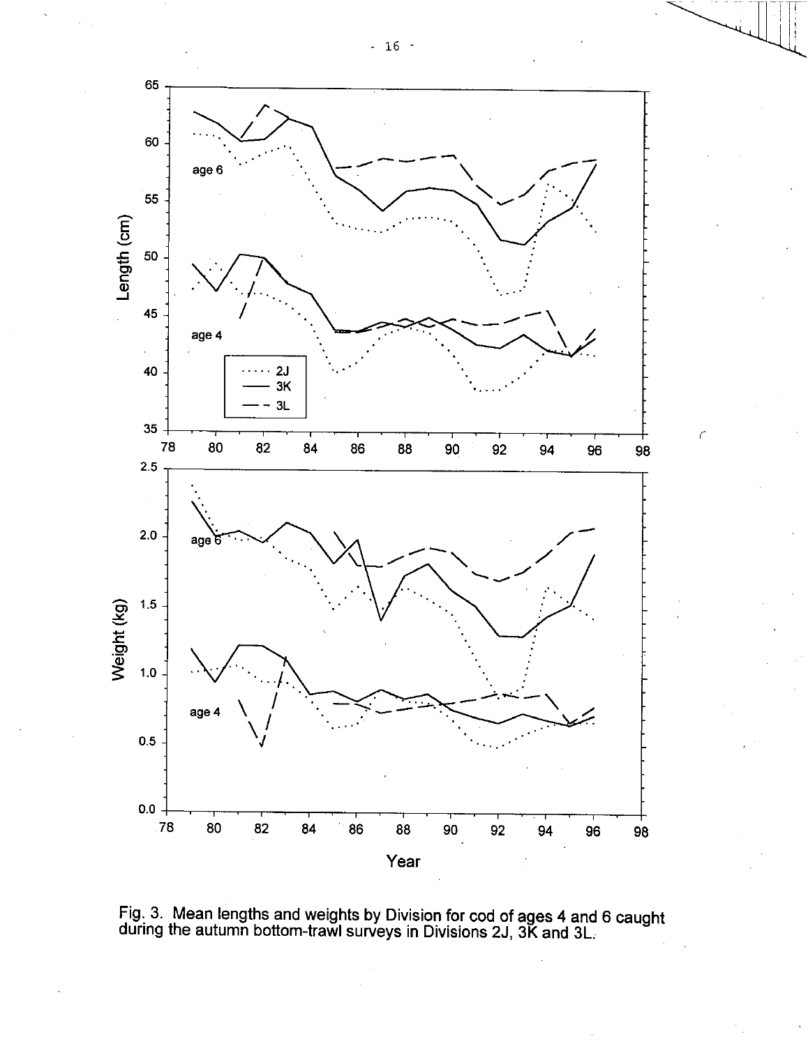Fig. 3. Mean lengths and weights by Division for cod of ages 4 and 6 caught during the autumn bottom-trawl surveys in Divisions 2J, 3K and 3L.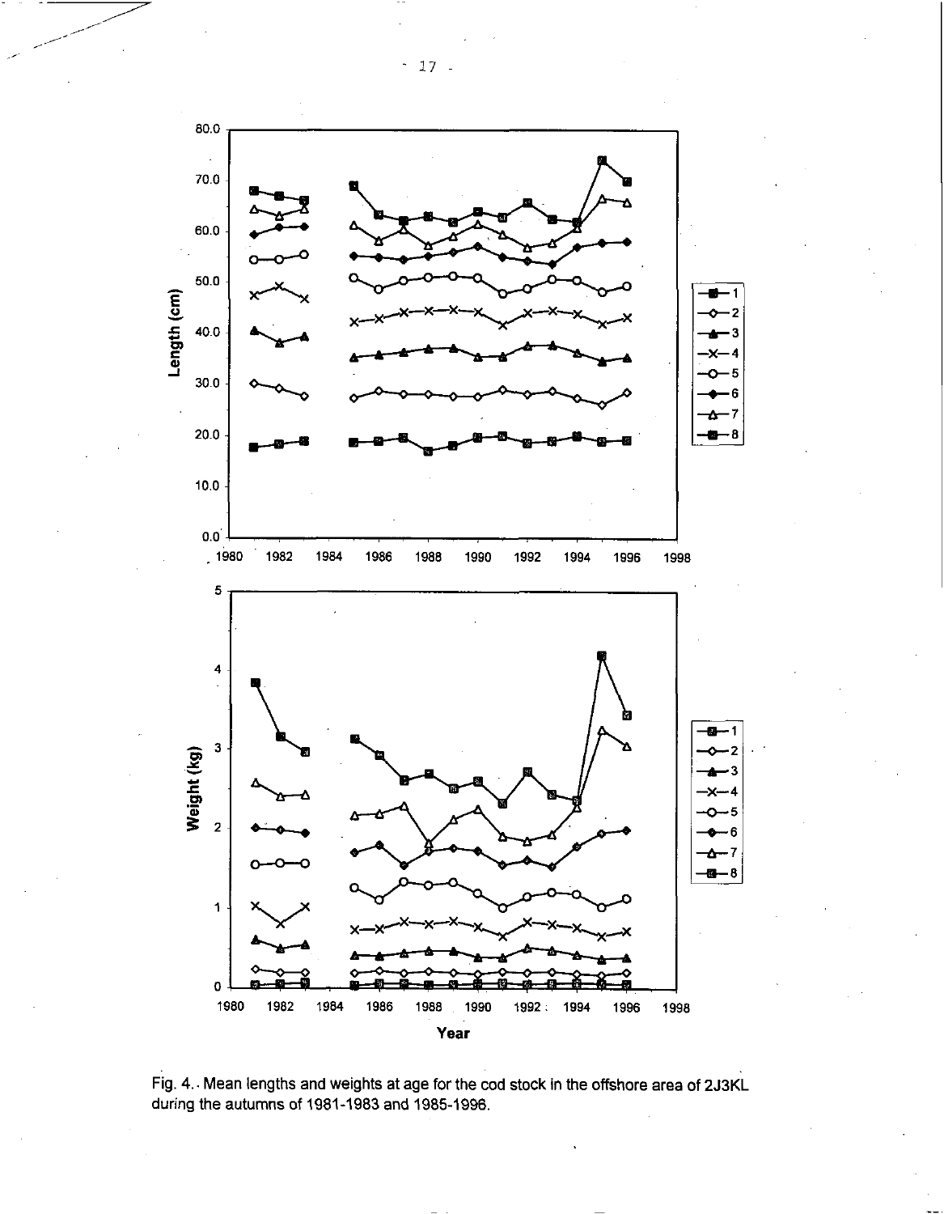Fig. 4. Mean lengths and weights at age for the cod stock in the offshore area of 2J3KL during the autumns of 1981-1983 and 1985-1996.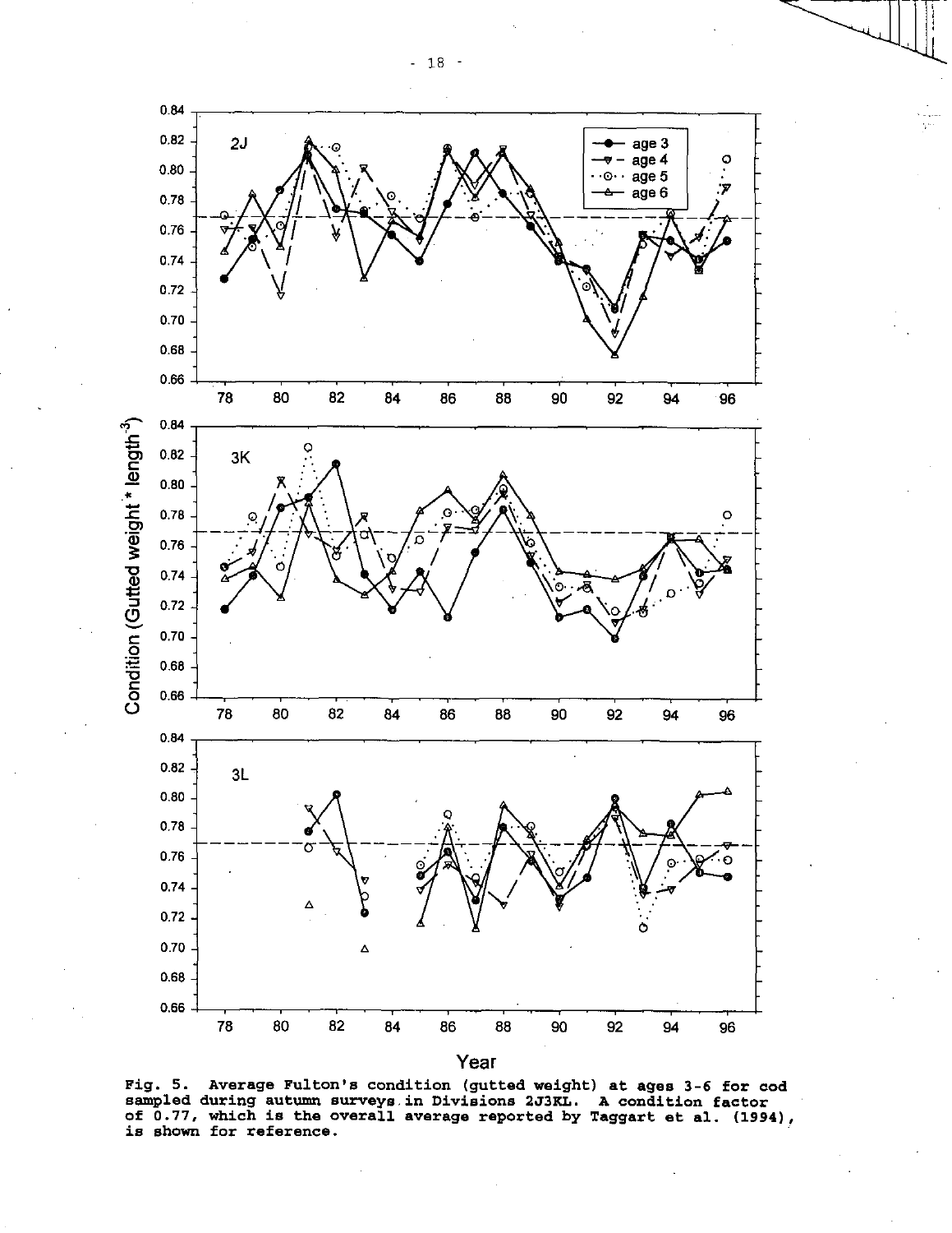Fig. 5. Average Fulton's condition (gutted weight) at ages 3-6 for cod sampled during autumn surveys in Divisions 2J3KL. A condition factor of 0.77, which is the overall average reported by Taggart et al. (1994), is shown for reference.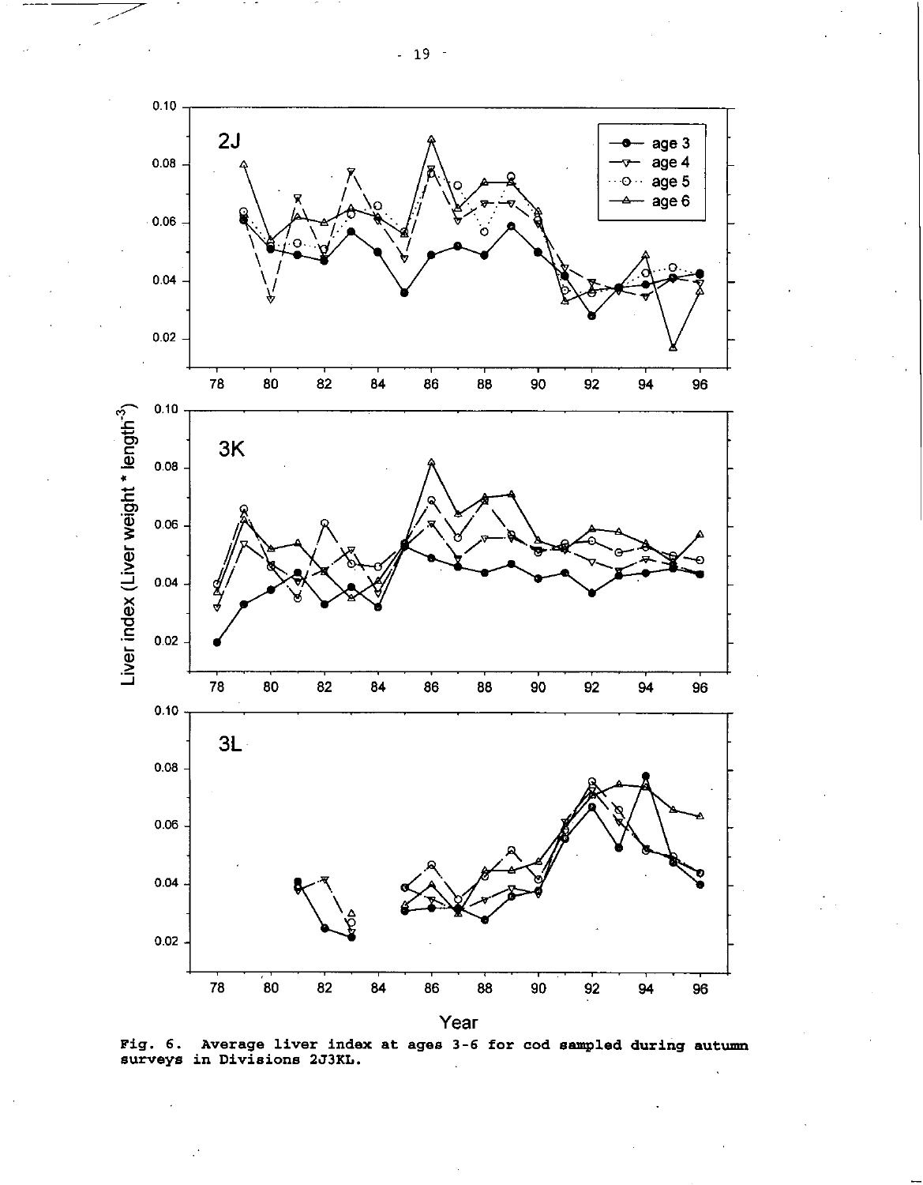Fig. 6. Average liver index at ages 3-6 for cod sampled during autumn surveys in Divisions 2J3KL.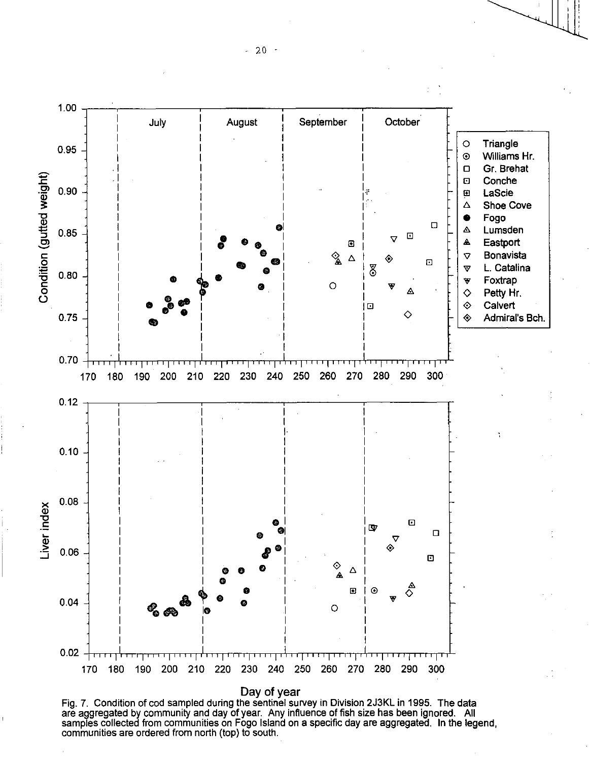Fig. 7. Condition of cod sampled during the sentinel survey in Division 2J3KL in 1995. The data are aggregated by community and day of year. Any influence of fish size has been ignored. All samples collected from communities on Fogo Island on a specific day are aggregated. In the legend, communities are ordered from north (top) to south.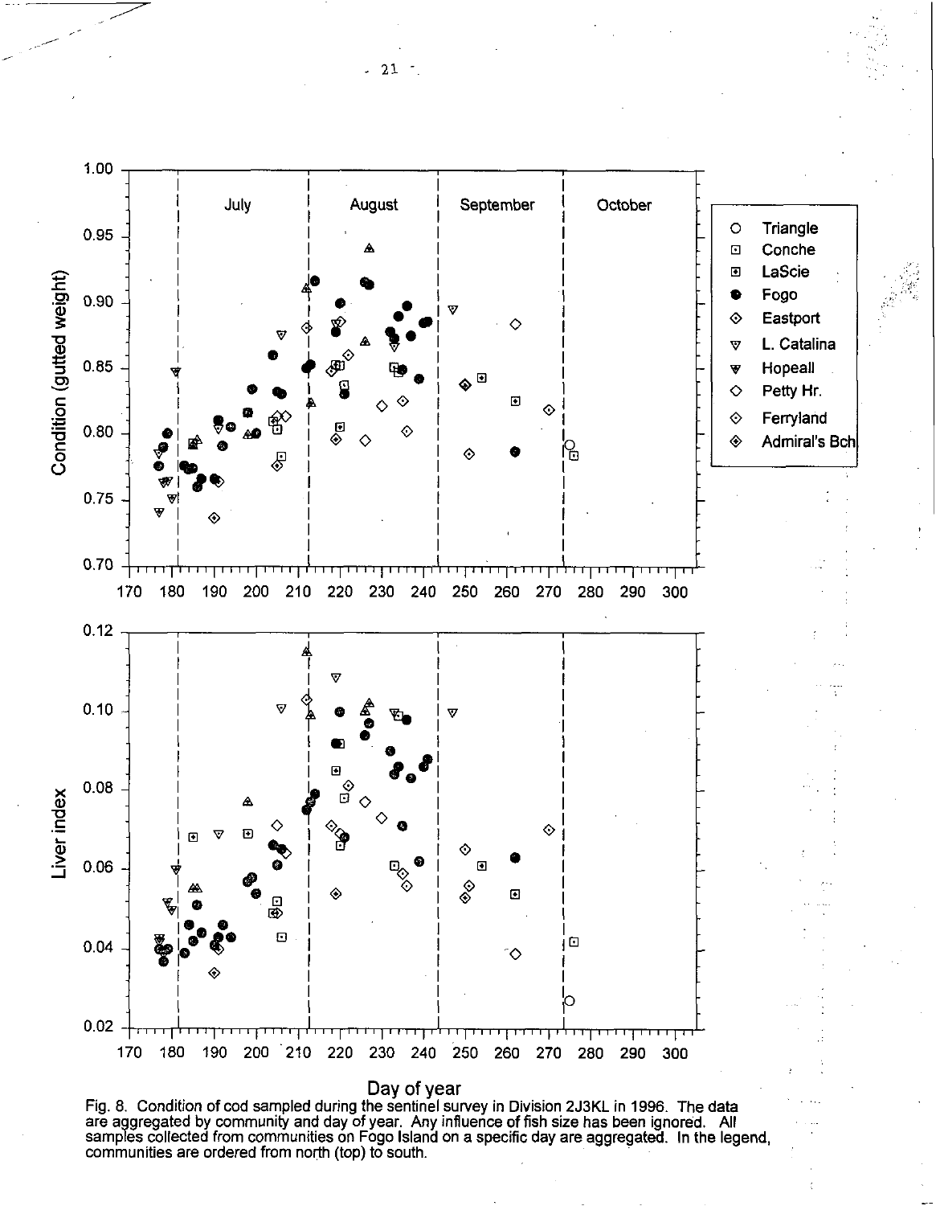1.00
0.95
0.90
0.85
0.80
0.75
0.70

Condition (gutted weight)

July

August

September

October

170 180 190 200 210 220 230 240 250 260 270 280 290 300

Triangle
Conche
LaScie
Fogo
Eastport
L. Catalina
Hopeall
Petty Hr.
Ferryland
Admiral's Bch

0.12
0.10
0.08
0.06
0.04
0.02

Liver index

170 180 190 200 210 220 230 240 250 260 270 280 290 300

Day of year

Fig. 8. Condition of cod sampled during the sentinel survey in Division 2J3KL in 1996. The data are aggregated by community and day of year. Any influence of fish size has been ignored. All samples collected from communities on Fogo Island on a specific day are aggregated. In the legend, communities are ordered from north (top) to south.